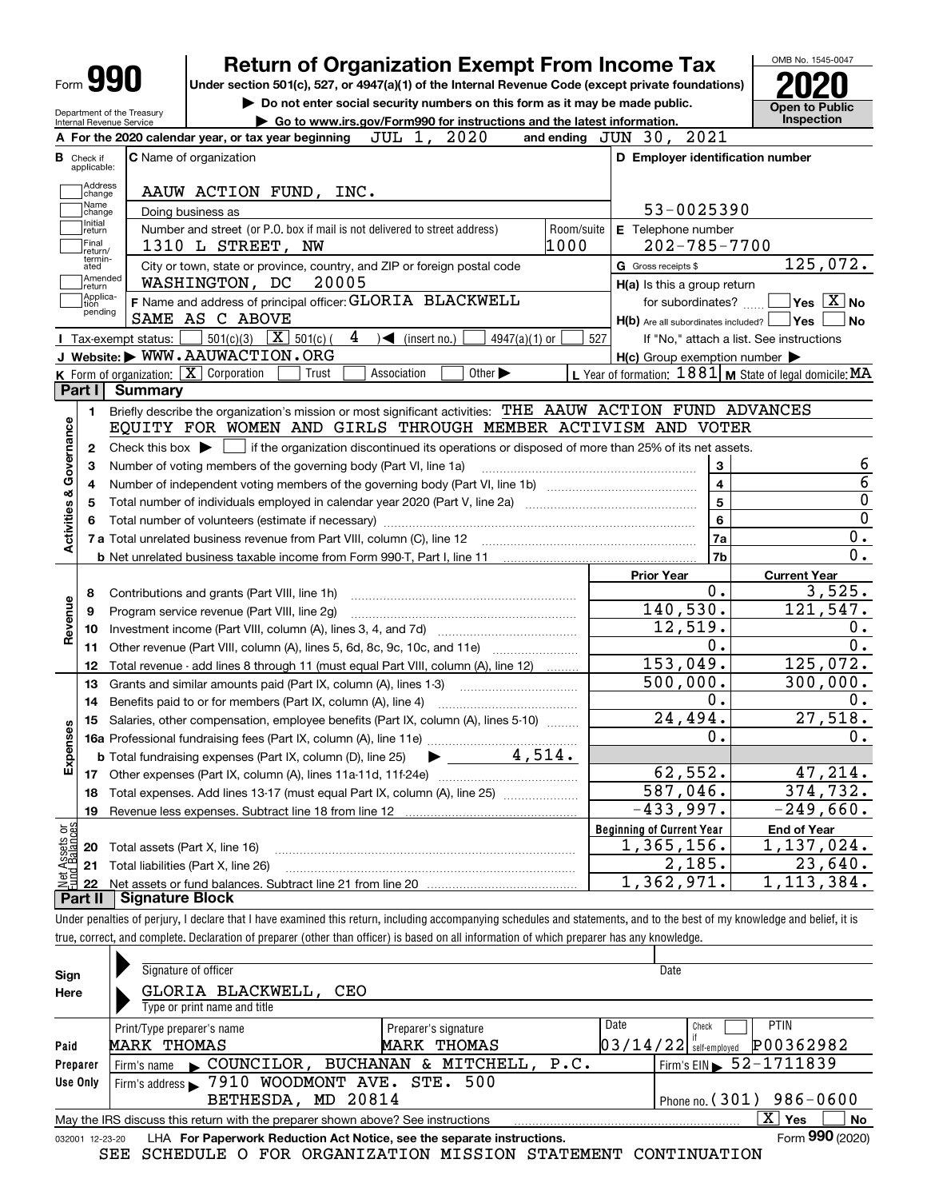# Form 990 — Return of Organization Exempt From Income Tax (2020)

Under section 501(c), 527, or 4947(a)(1) of the Internal Revenue Code (except private foundations)

▶ Do not enter social security numbers on this form as it may be made public.

▶ Go to www.irs.gov/Form990 for instructions and the latest information.

Department of the Treasury, Internal Revenue Service

OMB No. 1545-0047 — **Open to Public Inspection**

**A** For the 2020 calendar year, or tax year beginning JUL 1, 2020 and ending JUN 30, 2021

**B** Check if applicable: ☐ Address change ☐ Name change ☐ Initial return ☐ Final return/terminated ☐ Amended return ☐ Application pending

**C** Name of organization: AAUW ACTION FUND, INC.

Doing business as

Number and street (or P.O. box if mail is not delivered to street address): 1310 L STREET, NW — Room/suite: 1000

City or town, state or province, country, and ZIP or foreign postal code: WASHINGTON, DC 20005

**D** Employer identification number: 53-0025390

**E** Telephone number: 202-785-7700

**G** Gross receipts $ 125,072.

**F** Name and address of principal officer: GLORIA BLACKWELL, SAME AS C ABOVE

**H(a)** Is this a group return for subordinates? ☐ Yes ☒ No

**H(b)** Are all subordinates included? ☐ Yes ☐ No — If "No," attach a list. See instructions

**H(c)** Group exemption number ▶

**I** Tax-exempt status: ☐ 501(c)(3) ☒ 501(c) ( 4 ) ◀ (insert no.) ☐ 4947(a)(1) or ☐ 527

**J** Website: ▶ WWW.AAUWACTION.ORG

**K** Form of organization: ☒ Corporation ☐ Trust ☐ Association ☐ Other ▶

**L** Year of formation: 1881 **M** State of legal domicile: MA

## Part I Summary

**Activities & Governance**

1. Briefly describe the organization's mission or most significant activities: THE AAUW ACTION FUND ADVANCES EQUITY FOR WOMEN AND GIRLS THROUGH MEMBER ACTIVISM AND VOTER
2. Check this box ▶ ☐ if the organization discontinued its operations or disposed of more than 25% of its net assets.

| Line | Description | | Value |
|---|---|---|---|
| 3 | Number of voting members of the governing body (Part VI, line 1a) | 3 | 6 |
| 4 | Number of independent voting members of the governing body (Part VI, line 1b) | 4 | 6 |
| 5 | Total number of individuals employed in calendar year 2020 (Part V, line 2a) | 5 | 0 |
| 6 | Total number of volunteers (estimate if necessary) | 6 | 0 |
| 7a | Total unrelated business revenue from Part VIII, column (C), line 12 | 7a | 0. |
| 7b | Net unrelated business taxable income from Form 990-T, Part I, line 11 | 7b | 0. |

| Line | Description | Prior Year | Current Year |
|---|---|---|---|
| **Revenue** | | | |
| 8 | Contributions and grants (Part VIII, line 1h) | 0. | 3,525. |
| 9 | Program service revenue (Part VIII, line 2g) | 140,530. | 121,547. |
| 10 | Investment income (Part VIII, column (A), lines 3, 4, and 7d) | 12,519. | 0. |
| 11 | Other revenue (Part VIII, column (A), lines 5, 6d, 8c, 9c, 10c, and 11e) | 0. | 0. |
| 12 | Total revenue - add lines 8 through 11 (must equal Part VIII, column (A), line 12) | 153,049. | 125,072. |
| **Expenses** | | | |
| 13 | Grants and similar amounts paid (Part IX, column (A), lines 1-3) | 500,000. | 300,000. |
| 14 | Benefits paid to or for members (Part IX, column (A), line 4) | 0. | 0. |
| 15 | Salaries, other compensation, employee benefits (Part IX, column (A), lines 5-10) | 24,494. | 27,518. |
| 16a | Professional fundraising fees (Part IX, column (A), line 11e) | 0. | 0. |
| b | Total fundraising expenses (Part IX, column (D), line 25) ▶ 4,514. | | |
| 17 | Other expenses (Part IX, column (A), lines 11a-11d, 11f-24e) | 62,552. | 47,214. |
| 18 | Total expenses. Add lines 13-17 (must equal Part IX, column (A), line 25) | 587,046. | 374,732. |
| 19 | Revenue less expenses. Subtract line 18 from line 12 | -433,997. | -249,660. |
| **Net Assets or Fund Balances** | | **Beginning of Current Year** | **End of Year** |
| 20 | Total assets (Part X, line 16) | 1,365,156. | 1,137,024. |
| 21 | Total liabilities (Part X, line 26) | 2,185. | 23,640. |
| 22 | Net assets or fund balances. Subtract line 21 from line 20 | 1,362,971. | 1,113,384. |

## Part II Signature Block

Under penalties of perjury, I declare that I have examined this return, including accompanying schedules and statements, and to the best of my knowledge and belief, it is true, correct, and complete. Declaration of preparer (other than officer) is based on all information of which preparer has any knowledge.

**Sign Here**

Signature of officer — Date

GLORIA BLACKWELL, CEO
Type or print name and title

**Paid Preparer Use Only**

| Print/Type preparer's name | Preparer's signature | Date | Check ☐ if self-employed | PTIN |
|---|---|---|---|---|
| MARK THOMAS | MARK THOMAS | 03/14/22 | | P00362982 |

Firm's name ▶ COUNCILOR, BUCHANAN & MITCHELL, P.C. — Firm's EIN ▶ 52-1711839

Firm's address ▶ 7910 WOODMONT AVE. STE. 500, BETHESDA, MD 20814 — Phone no. (301) 986-0600

May the IRS discuss this return with the preparer shown above? See instructions ☒ Yes ☐ No

032001 12-23-20 LHA **For Paperwork Reduction Act Notice, see the separate instructions.** Form **990** (2020)

SEE SCHEDULE O FOR ORGANIZATION MISSION STATEMENT CONTINUATION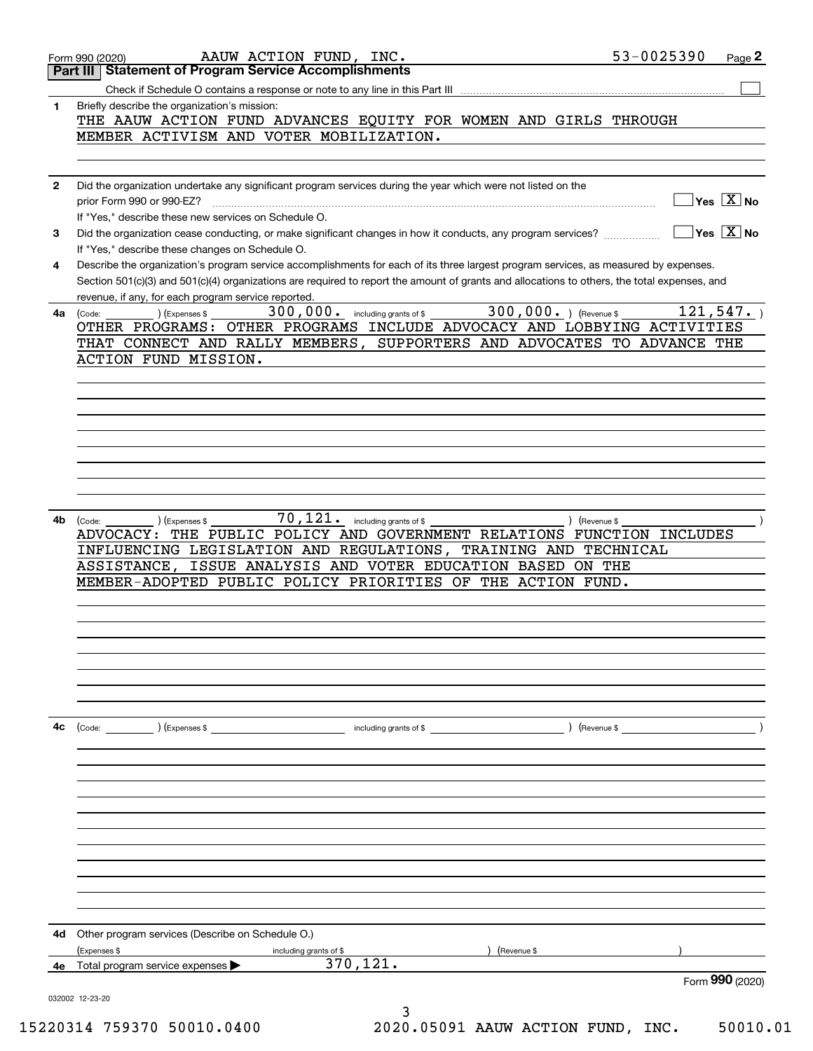Form 990 (2020) AAUW ACTION FUND, INC. 53-0025390 Page **2**

## Part III Statement of Program Service Accomplishments

Check if Schedule O contains a response or note to any line in this Part III ☐

**1** Briefly describe the organization's mission:

THE AAUW ACTION FUND ADVANCES EQUITY FOR WOMEN AND GIRLS THROUGH MEMBER ACTIVISM AND VOTER MOBILIZATION.

**2** Did the organization undertake any significant program services during the year which were not listed on the prior Form 990 or 990-EZ? ☐ Yes ☒ No

If "Yes," describe these new services on Schedule O.

**3** Did the organization cease conducting, or make significant changes in how it conducts, any program services? ☐ Yes ☒ No

If "Yes," describe these changes on Schedule O.

**4** Describe the organization's program service accomplishments for each of its three largest program services, as measured by expenses. Section 501(c)(3) and 501(c)(4) organizations are required to report the amount of grants and allocations to others, the total expenses, and revenue, if any, for each program service reported.

**4a** (Code: ) (Expenses $ 300,000. including grants of $ 300,000. ) (Revenue $ 121,547. )

OTHER PROGRAMS: OTHER PROGRAMS INCLUDE ADVOCACY AND LOBBYING ACTIVITIES THAT CONNECT AND RALLY MEMBERS, SUPPORTERS AND ADVOCATES TO ADVANCE THE ACTION FUND MISSION.

**4b** (Code: ) (Expenses $ 70,121. including grants of $ ) (Revenue $ )

ADVOCACY: THE PUBLIC POLICY AND GOVERNMENT RELATIONS FUNCTION INCLUDES INFLUENCING LEGISLATION AND REGULATIONS, TRAINING AND TECHNICAL ASSISTANCE, ISSUE ANALYSIS AND VOTER EDUCATION BASED ON THE MEMBER-ADOPTED PUBLIC POLICY PRIORITIES OF THE ACTION FUND.

**4c** (Code: ) (Expenses $ including grants of $ ) (Revenue $ )

**4d** Other program services (Describe on Schedule O.)

(Expenses $ including grants of $ ) (Revenue $ )

**4e** Total program service expenses ▶ 370,121.

Form **990** (2020)

032002 12-23-20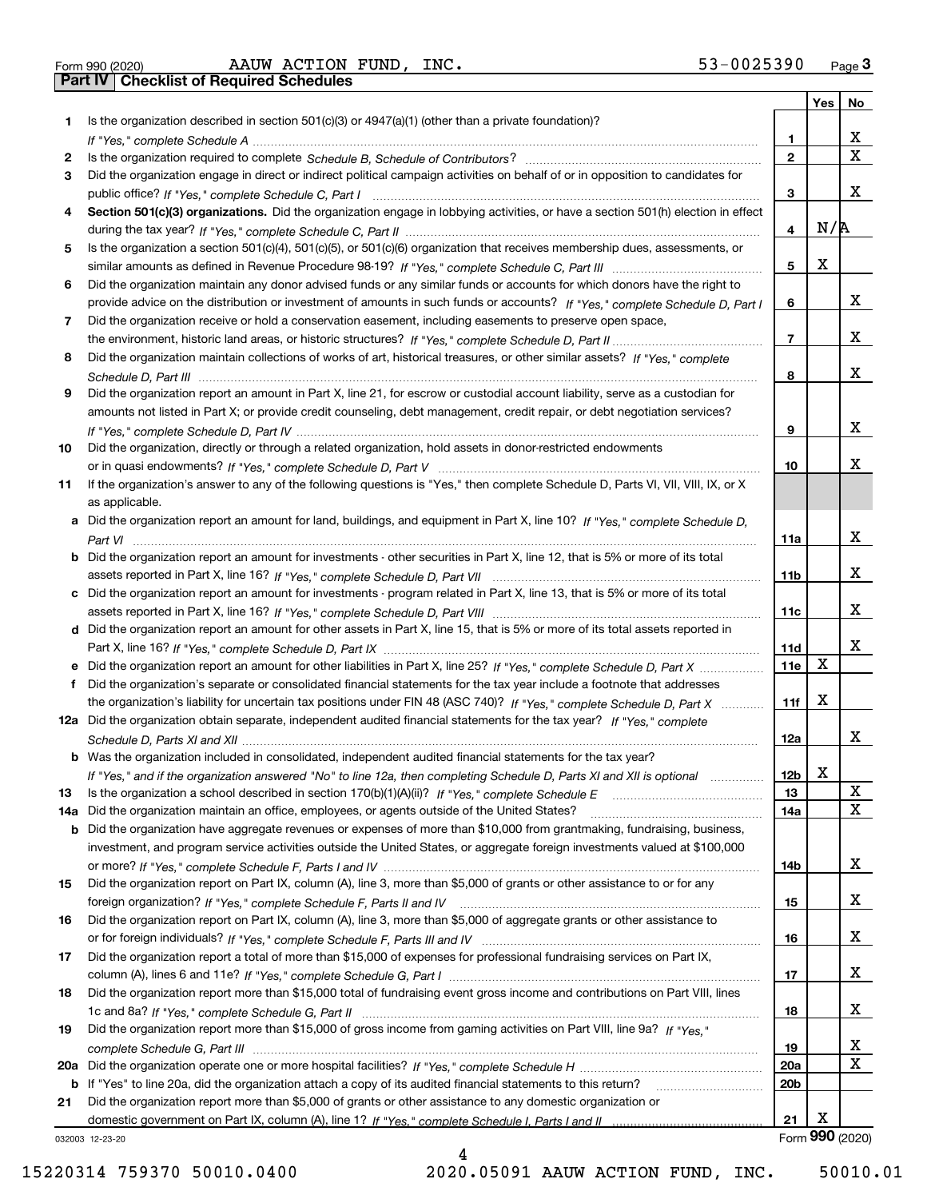Form 990 (2020) AAUW ACTION FUND, INC. 53-0025390 Page 3

**Part IV | Checklist of Required Schedules**

| | | | Yes | No |
|---|---|---|---|---|
| 1 | Is the organization described in section 501(c)(3) or 4947(a)(1) (other than a private foundation)? *If "Yes," complete Schedule A* | 1 | | X |
| 2 | Is the organization required to complete *Schedule B, Schedule of Contributors*? | 2 | | X |
| 3 | Did the organization engage in direct or indirect political campaign activities on behalf of or in opposition to candidates for public office? *If "Yes," complete Schedule C, Part I* | 3 | | X |
| 4 | **Section 501(c)(3) organizations.** Did the organization engage in lobbying activities, or have a section 501(h) election in effect during the tax year? *If "Yes," complete Schedule C, Part II* | 4 | N/A | |
| 5 | Is the organization a section 501(c)(4), 501(c)(5), or 501(c)(6) organization that receives membership dues, assessments, or similar amounts as defined in Revenue Procedure 98-19? *If "Yes," complete Schedule C, Part III* | 5 | X | |
| 6 | Did the organization maintain any donor advised funds or any similar funds or accounts for which donors have the right to provide advice on the distribution or investment of amounts in such funds or accounts? *If "Yes," complete Schedule D, Part I* | 6 | | X |
| 7 | Did the organization receive or hold a conservation easement, including easements to preserve open space, the environment, historic land areas, or historic structures? *If "Yes," complete Schedule D, Part II* | 7 | | X |
| 8 | Did the organization maintain collections of works of art, historical treasures, or other similar assets? *If "Yes," complete Schedule D, Part III* | 8 | | X |
| 9 | Did the organization report an amount in Part X, line 21, for escrow or custodial account liability, serve as a custodian for amounts not listed in Part X; or provide credit counseling, debt management, credit repair, or debt negotiation services? *If "Yes," complete Schedule D, Part IV* | 9 | | X |
| 10 | Did the organization, directly or through a related organization, hold assets in donor-restricted endowments or in quasi endowments? *If "Yes," complete Schedule D, Part V* | 10 | | X |
| 11 | If the organization's answer to any of the following questions is "Yes," then complete Schedule D, Parts VI, VII, VIII, IX, or X as applicable. | | | |
| a | Did the organization report an amount for land, buildings, and equipment in Part X, line 10? *If "Yes," complete Schedule D, Part VI* | 11a | | X |
| b | Did the organization report an amount for investments - other securities in Part X, line 12, that is 5% or more of its total assets reported in Part X, line 16? *If "Yes," complete Schedule D, Part VII* | 11b | | X |
| c | Did the organization report an amount for investments - program related in Part X, line 13, that is 5% or more of its total assets reported in Part X, line 16? *If "Yes," complete Schedule D, Part VIII* | 11c | | X |
| d | Did the organization report an amount for other assets in Part X, line 15, that is 5% or more of its total assets reported in Part X, line 16? *If "Yes," complete Schedule D, Part IX* | 11d | | X |
| e | Did the organization report an amount for other liabilities in Part X, line 25? *If "Yes," complete Schedule D, Part X* | 11e | X | |
| f | Did the organization's separate or consolidated financial statements for the tax year include a footnote that addresses the organization's liability for uncertain tax positions under FIN 48 (ASC 740)? *If "Yes," complete Schedule D, Part X* | 11f | X | |
| 12a | Did the organization obtain separate, independent audited financial statements for the tax year? *If "Yes," complete Schedule D, Parts XI and XII* | 12a | | X |
| b | Was the organization included in consolidated, independent audited financial statements for the tax year? *If "Yes," and if the organization answered "No" to line 12a, then completing Schedule D, Parts XI and XII is optional* | 12b | X | |
| 13 | Is the organization a school described in section 170(b)(1)(A)(ii)? *If "Yes," complete Schedule E* | 13 | | X |
| 14a | Did the organization maintain an office, employees, or agents outside of the United States? | 14a | | X |
| b | Did the organization have aggregate revenues or expenses of more than $10,000 from grantmaking, fundraising, business, investment, and program service activities outside the United States, or aggregate foreign investments valued at $100,000 or more? *If "Yes," complete Schedule F, Parts I and IV* | 14b | | X |
| 15 | Did the organization report on Part IX, column (A), line 3, more than $5,000 of grants or other assistance to or for any foreign organization? *If "Yes," complete Schedule F, Parts II and IV* | 15 | | X |
| 16 | Did the organization report on Part IX, column (A), line 3, more than $5,000 of aggregate grants or other assistance to or for foreign individuals? *If "Yes," complete Schedule F, Parts III and IV* | 16 | | X |
| 17 | Did the organization report a total of more than $15,000 of expenses for professional fundraising services on Part IX, column (A), lines 6 and 11e? *If "Yes," complete Schedule G, Part I* | 17 | | X |
| 18 | Did the organization report more than $15,000 total of fundraising event gross income and contributions on Part VIII, lines 1c and 8a? *If "Yes," complete Schedule G, Part II* | 18 | | X |
| 19 | Did the organization report more than $15,000 of gross income from gaming activities on Part VIII, line 9a? *If "Yes," complete Schedule G, Part III* | 19 | | X |
| 20a | Did the organization operate one or more hospital facilities? *If "Yes," complete Schedule H* | 20a | | X |
| b | If "Yes" to line 20a, did the organization attach a copy of its audited financial statements to this return? | 20b | | |
| 21 | Did the organization report more than $5,000 of grants or other assistance to any domestic organization or domestic government on Part IX, column (A), line 1? *If "Yes," complete Schedule I, Parts I and II* | 21 | X | |

032003 12-23-20 Form **990** (2020)

15220314 759370 50010.0400 2020.05091 AAUW ACTION FUND, INC. 50010.01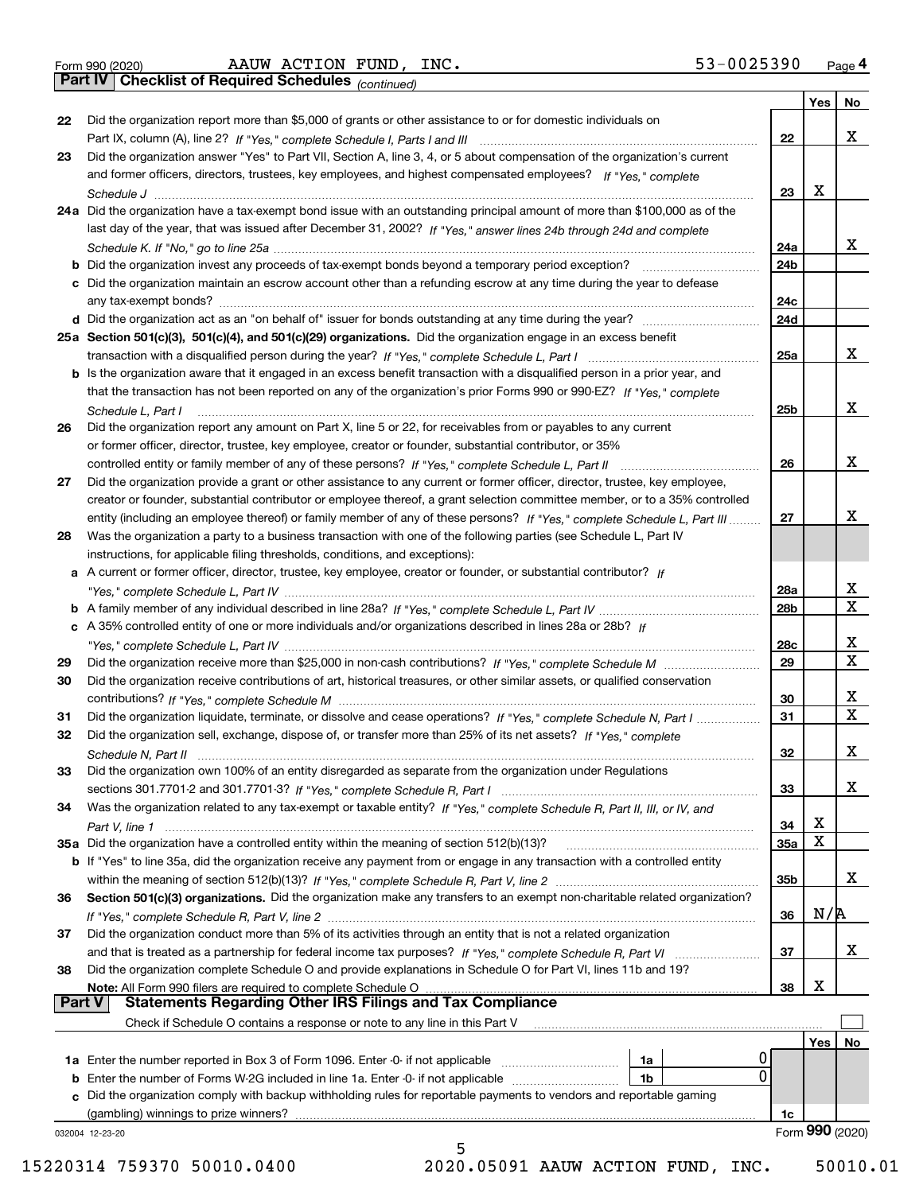Form 990 (2020) AAUW ACTION FUND, INC. 53-0025390 Page 4

**Part IV Checklist of Required Schedules** *(continued)*

| | | | Yes | No |
|---|---|---|---|---|
| 22 | Did the organization report more than $5,000 of grants or other assistance to or for domestic individuals on Part IX, column (A), line 2? *If "Yes," complete Schedule I, Parts I and III* | 22 | | X |
| 23 | Did the organization answer "Yes" to Part VII, Section A, line 3, 4, or 5 about compensation of the organization's current and former officers, directors, trustees, key employees, and highest compensated employees? *If "Yes," complete Schedule J* | 23 | X | |
| 24a | Did the organization have a tax-exempt bond issue with an outstanding principal amount of more than $100,000 as of the last day of the year, that was issued after December 31, 2002? *If "Yes," answer lines 24b through 24d and complete Schedule K. If "No," go to line 25a* | 24a | | X |
| b | Did the organization invest any proceeds of tax-exempt bonds beyond a temporary period exception? | 24b | | |
| c | Did the organization maintain an escrow account other than a refunding escrow at any time during the year to defease any tax-exempt bonds? | 24c | | |
| d | Did the organization act as an "on behalf of" issuer for bonds outstanding at any time during the year? | 24d | | |
| 25a | **Section 501(c)(3), 501(c)(4), and 501(c)(29) organizations.** Did the organization engage in an excess benefit transaction with a disqualified person during the year? *If "Yes," complete Schedule L, Part I* | 25a | | X |
| b | Is the organization aware that it engaged in an excess benefit transaction with a disqualified person in a prior year, and that the transaction has not been reported on any of the organization's prior Forms 990 or 990-EZ? *If "Yes," complete Schedule L, Part I* | 25b | | X |
| 26 | Did the organization report any amount on Part X, line 5 or 22, for receivables from or payables to any current or former officer, director, trustee, key employee, creator or founder, substantial contributor, or 35% controlled entity or family member of any of these persons? *If "Yes," complete Schedule L, Part II* | 26 | | X |
| 27 | Did the organization provide a grant or other assistance to any current or former officer, director, trustee, key employee, creator or founder, substantial contributor or employee thereof, a grant selection committee member, or to a 35% controlled entity (including an employee thereof) or family member of any of these persons? *If "Yes," complete Schedule L, Part III* | 27 | | X |
| 28 | Was the organization a party to a business transaction with one of the following parties (see Schedule L, Part IV instructions, for applicable filing thresholds, conditions, and exceptions): | | | |
| a | A current or former officer, director, trustee, key employee, creator or founder, or substantial contributor? *If "Yes," complete Schedule L, Part IV* | 28a | | X |
| b | A family member of any individual described in line 28a? *If "Yes," complete Schedule L, Part IV* | 28b | | X |
| c | A 35% controlled entity of one or more individuals and/or organizations described in lines 28a or 28b? *If "Yes," complete Schedule L, Part IV* | 28c | | X |
| 29 | Did the organization receive more than $25,000 in non-cash contributions? *If "Yes," complete Schedule M* | 29 | | X |
| 30 | Did the organization receive contributions of art, historical treasures, or other similar assets, or qualified conservation contributions? *If "Yes," complete Schedule M* | 30 | | X |
| 31 | Did the organization liquidate, terminate, or dissolve and cease operations? *If "Yes," complete Schedule N, Part I* | 31 | | X |
| 32 | Did the organization sell, exchange, dispose of, or transfer more than 25% of its net assets? *If "Yes," complete Schedule N, Part II* | 32 | | X |
| 33 | Did the organization own 100% of an entity disregarded as separate from the organization under Regulations sections 301.7701-2 and 301.7701-3? *If "Yes," complete Schedule R, Part I* | 33 | | X |
| 34 | Was the organization related to any tax-exempt or taxable entity? *If "Yes," complete Schedule R, Part II, III, or IV, and Part V, line 1* | 34 | X | |
| 35a | Did the organization have a controlled entity within the meaning of section 512(b)(13)? | 35a | X | |
| b | If "Yes" to line 35a, did the organization receive any payment from or engage in any transaction with a controlled entity within the meaning of section 512(b)(13)? *If "Yes," complete Schedule R, Part V, line 2* | 35b | | X |
| 36 | **Section 501(c)(3) organizations.** Did the organization make any transfers to an exempt non-charitable related organization? *If "Yes," complete Schedule R, Part V, line 2* | 36 | N/A | |
| 37 | Did the organization conduct more than 5% of its activities through an entity that is not a related organization and that is treated as a partnership for federal income tax purposes? *If "Yes," complete Schedule R, Part VI* | 37 | | X |
| 38 | Did the organization complete Schedule O and provide explanations in Schedule O for Part VI, lines 11b and 19? **Note:** All Form 990 filers are required to complete Schedule O | 38 | X | |

**Part V Statements Regarding Other IRS Filings and Tax Compliance**

Check if Schedule O contains a response or note to any line in this Part V ☐

| | | | | | Yes | No |
|---|---|---|---|---|---|---|
| 1a | Enter the number reported in Box 3 of Form 1096. Enter -0- if not applicable | 1a | 0 | | | |
| b | Enter the number of Forms W-2G included in line 1a. Enter -0- if not applicable | 1b | 0 | | | |
| c | Did the organization comply with backup withholding rules for reportable payments to vendors and reportable gaming (gambling) winnings to prize winners? | | | 1c | | |

032004 12-23-20 Form **990** (2020)

15220314 759370 50010.0400 2020.05091 AAUW ACTION FUND, INC. 50010.01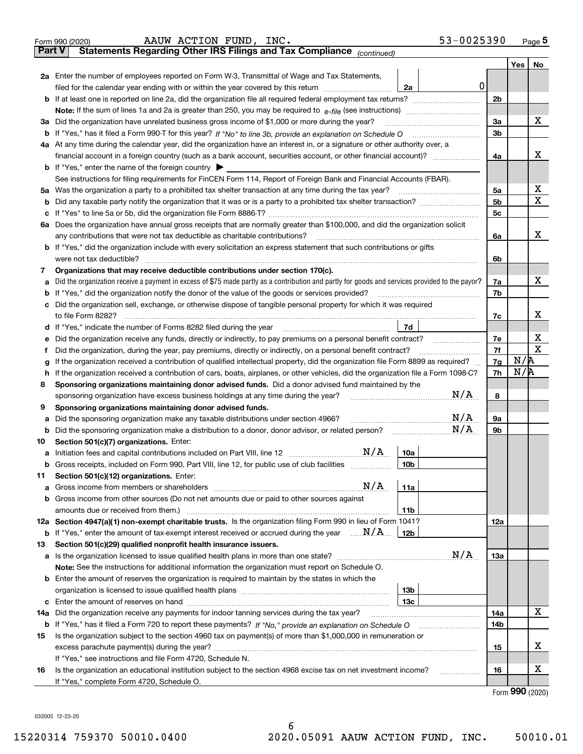Form 990 (2020) AAUW ACTION FUND, INC. 53-0025390 Page **5**

## Part V Statements Regarding Other IRS Filings and Tax Compliance *(continued)*

| | | | | Yes | No |
|---|---|---|---|---|---|
| **2a** | Enter the number of employees reported on Form W-3, Transmittal of Wage and Tax Statements, filed for the calendar year ending with or within the year covered by this return | 2a | 0 | | |
| **b** | If at least one is reported on line 2a, did the organization file all required federal employment tax returns? | | 2b | | |
| | **Note:** If the sum of lines 1a and 2a is greater than 250, you may be required to *e-file* (see instructions) | | | | |
| **3a** | Did the organization have unrelated business gross income of $1,000 or more during the year? | | 3a | | X |
| **b** | If "Yes," has it filed a Form 990-T for this year? *If "No" to line 3b, provide an explanation on Schedule O* | | 3b | | |
| **4a** | At any time during the calendar year, did the organization have an interest in, or a signature or other authority over, a financial account in a foreign country (such as a bank account, securities account, or other financial account)? | | 4a | | X |
| **b** | If "Yes," enter the name of the foreign country ▶ | | | | |
| | See instructions for filing requirements for FinCEN Form 114, Report of Foreign Bank and Financial Accounts (FBAR). | | | | |
| **5a** | Was the organization a party to a prohibited tax shelter transaction at any time during the tax year? | | 5a | | X |
| **b** | Did any taxable party notify the organization that it was or is a party to a prohibited tax shelter transaction? | | 5b | | X |
| **c** | If "Yes" to line 5a or 5b, did the organization file Form 8886-T? | | 5c | | |
| **6a** | Does the organization have annual gross receipts that are normally greater than $100,000, and did the organization solicit any contributions that were not tax deductible as charitable contributions? | | 6a | | X |
| **b** | If "Yes," did the organization include with every solicitation an express statement that such contributions or gifts were not tax deductible? | | 6b | | |
| **7** | **Organizations that may receive deductible contributions under section 170(c).** | | | | |
| **a** | Did the organization receive a payment in excess of $75 made partly as a contribution and partly for goods and services provided to the payor? | | 7a | | X |
| **b** | If "Yes," did the organization notify the donor of the value of the goods or services provided? | | 7b | | |
| **c** | Did the organization sell, exchange, or otherwise dispose of tangible personal property for which it was required to file Form 8282? | | 7c | | X |
| **d** | If "Yes," indicate the number of Forms 8282 filed during the year | 7d | | | |
| **e** | Did the organization receive any funds, directly or indirectly, to pay premiums on a personal benefit contract? | | 7e | | X |
| **f** | Did the organization, during the year, pay premiums, directly or indirectly, on a personal benefit contract? | | 7f | | X |
| **g** | If the organization received a contribution of qualified intellectual property, did the organization file Form 8899 as required? | | 7g | N/A | |
| **h** | If the organization received a contribution of cars, boats, airplanes, or other vehicles, did the organization file a Form 1098-C? | | 7h | N/A | |
| **8** | **Sponsoring organizations maintaining donor advised funds.** Did a donor advised fund maintained by the sponsoring organization have excess business holdings at any time during the year? N/A | | 8 | | |
| **9** | **Sponsoring organizations maintaining donor advised funds.** | | | | |
| **a** | Did the sponsoring organization make any taxable distributions under section 4966? N/A | | 9a | | |
| **b** | Did the sponsoring organization make a distribution to a donor, donor advisor, or related person? N/A | | 9b | | |
| **10** | **Section 501(c)(7) organizations.** Enter: | | | | |
| **a** | Initiation fees and capital contributions included on Part VIII, line 12 N/A | 10a | | | |
| **b** | Gross receipts, included on Form 990, Part VIII, line 12, for public use of club facilities | 10b | | | |
| **11** | **Section 501(c)(12) organizations.** Enter: | | | | |
| **a** | Gross income from members or shareholders N/A | 11a | | | |
| **b** | Gross income from other sources (Do not net amounts due or paid to other sources against amounts due or received from them.) | 11b | | | |
| **12a** | **Section 4947(a)(1) non-exempt charitable trusts.** Is the organization filing Form 990 in lieu of Form 1041? | | 12a | | |
| **b** | If "Yes," enter the amount of tax-exempt interest received or accrued during the year N/A | 12b | | | |
| **13** | **Section 501(c)(29) qualified nonprofit health insurance issuers.** | | | | |
| **a** | Is the organization licensed to issue qualified health plans in more than one state? N/A | | 13a | | |
| | **Note:** See the instructions for additional information the organization must report on Schedule O. | | | | |
| **b** | Enter the amount of reserves the organization is required to maintain by the states in which the organization is licensed to issue qualified health plans | 13b | | | |
| **c** | Enter the amount of reserves on hand | 13c | | | |
| **14a** | Did the organization receive any payments for indoor tanning services during the tax year? | | 14a | | X |
| **b** | If "Yes," has it filed a Form 720 to report these payments? *If "No," provide an explanation on Schedule O* | | 14b | | |
| **15** | Is the organization subject to the section 4960 tax on payment(s) of more than $1,000,000 in remuneration or excess parachute payment(s) during the year? | | 15 | | X |
| | If "Yes," see instructions and file Form 4720, Schedule N. | | | | |
| **16** | Is the organization an educational institution subject to the section 4968 excise tax on net investment income? | | 16 | | X |
| | If "Yes," complete Form 4720, Schedule O. | | | | |

Form **990** (2020)

032005 12-23-20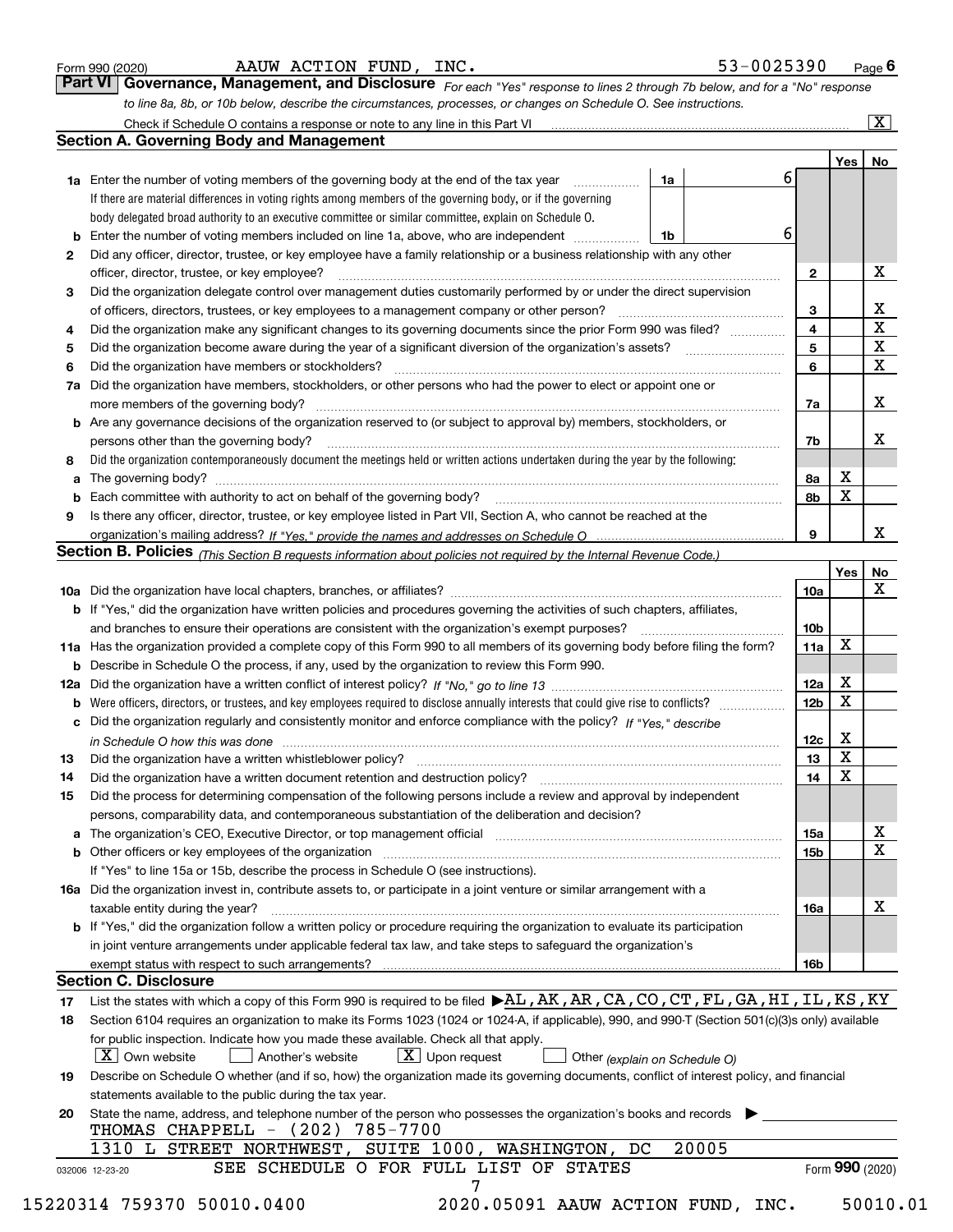Form 990 (2020) AAUW ACTION FUND, INC. 53-0025390 Page **6**

## Part VI Governance, Management, and Disclosure

*For each "Yes" response to lines 2 through 7b below, and for a "No" response to line 8a, 8b, or 10b below, describe the circumstances, processes, or changes on Schedule O. See instructions.*

Check if Schedule O contains a response or note to any line in this Part VI ..... [X]

### Section A. Governing Body and Management

| | | | | Yes | No |
|---|---|---|---|---|---|
| **1a** | Enter the number of voting members of the governing body at the end of the tax year ..... **1a** | 6 | | | |
| | If there are material differences in voting rights among members of the governing body, or if the governing body delegated broad authority to an executive committee or similar committee, explain on Schedule O. | | | | |
| **b** | Enter the number of voting members included on line 1a, above, who are independent ..... **1b** | 6 | | | |
| **2** | Did any officer, director, trustee, or key employee have a family relationship or a business relationship with any other officer, director, trustee, or key employee? | | **2** | | X |
| **3** | Did the organization delegate control over management duties customarily performed by or under the direct supervision of officers, directors, trustees, or key employees to a management company or other person? | | **3** | | X |
| **4** | Did the organization make any significant changes to its governing documents since the prior Form 990 was filed? | | **4** | | X |
| **5** | Did the organization become aware during the year of a significant diversion of the organization's assets? | | **5** | | X |
| **6** | Did the organization have members or stockholders? | | **6** | | X |
| **7a** | Did the organization have members, stockholders, or other persons who had the power to elect or appoint one or more members of the governing body? | | **7a** | | X |
| **b** | Are any governance decisions of the organization reserved to (or subject to approval by) members, stockholders, or persons other than the governing body? | | **7b** | | X |
| **8** | Did the organization contemporaneously document the meetings held or written actions undertaken during the year by the following: | | | | |
| **a** | The governing body? | | **8a** | X | |
| **b** | Each committee with authority to act on behalf of the governing body? | | **8b** | X | |
| **9** | Is there any officer, director, trustee, or key employee listed in Part VII, Section A, who cannot be reached at the organization's mailing address? *If "Yes," provide the names and addresses on Schedule O* | | **9** | | X |

### Section B. Policies *(This Section B requests information about policies not required by the Internal Revenue Code.)*

| | | | Yes | No |
|---|---|---|---|---|
| **10a** | Did the organization have local chapters, branches, or affiliates? | **10a** | | X |
| **b** | If "Yes," did the organization have written policies and procedures governing the activities of such chapters, affiliates, and branches to ensure their operations are consistent with the organization's exempt purposes? | **10b** | | |
| **11a** | Has the organization provided a complete copy of this Form 990 to all members of its governing body before filing the form? | **11a** | X | |
| **b** | Describe in Schedule O the process, if any, used by the organization to review this Form 990. | | | |
| **12a** | Did the organization have a written conflict of interest policy? *If "No," go to line 13* | **12a** | X | |
| **b** | Were officers, directors, or trustees, and key employees required to disclose annually interests that could give rise to conflicts? | **12b** | X | |
| **c** | Did the organization regularly and consistently monitor and enforce compliance with the policy? *If "Yes," describe in Schedule O how this was done* | **12c** | X | |
| **13** | Did the organization have a written whistleblower policy? | **13** | X | |
| **14** | Did the organization have a written document retention and destruction policy? | **14** | X | |
| **15** | Did the process for determining compensation of the following persons include a review and approval by independent persons, comparability data, and contemporaneous substantiation of the deliberation and decision? | | | |
| **a** | The organization's CEO, Executive Director, or top management official | **15a** | | X |
| **b** | Other officers or key employees of the organization | **15b** | | X |
| | If "Yes" to line 15a or 15b, describe the process in Schedule O (see instructions). | | | |
| **16a** | Did the organization invest in, contribute assets to, or participate in a joint venture or similar arrangement with a taxable entity during the year? | **16a** | | X |
| **b** | If "Yes," did the organization follow a written policy or procedure requiring the organization to evaluate its participation in joint venture arrangements under applicable federal tax law, and take steps to safeguard the organization's exempt status with respect to such arrangements? | **16b** | | |

### Section C. Disclosure

**17** List the states with which a copy of this Form 990 is required to be filed ▶AL,AK,AR,CA,CO,CT,FL,GA,HI,IL,KS,KY

**18** Section 6104 requires an organization to make its Forms 1023 (1024 or 1024-A, if applicable), 990, and 990-T (Section 501(c)(3)s only) available for public inspection. Indicate how you made these available. Check all that apply.

[X] Own website  [ ] Another's website  [X] Upon request  [ ] Other *(explain on Schedule O)*

**19** Describe on Schedule O whether (and if so, how) the organization made its governing documents, conflict of interest policy, and financial statements available to the public during the tax year.

**20** State the name, address, and telephone number of the person who possesses the organization's books and records ▶

THOMAS CHAPPELL - (202) 785-7700

1310 L STREET NORTHWEST, SUITE 1000, WASHINGTON, DC 20005

SEE SCHEDULE O FOR FULL LIST OF STATES

Form **990** (2020)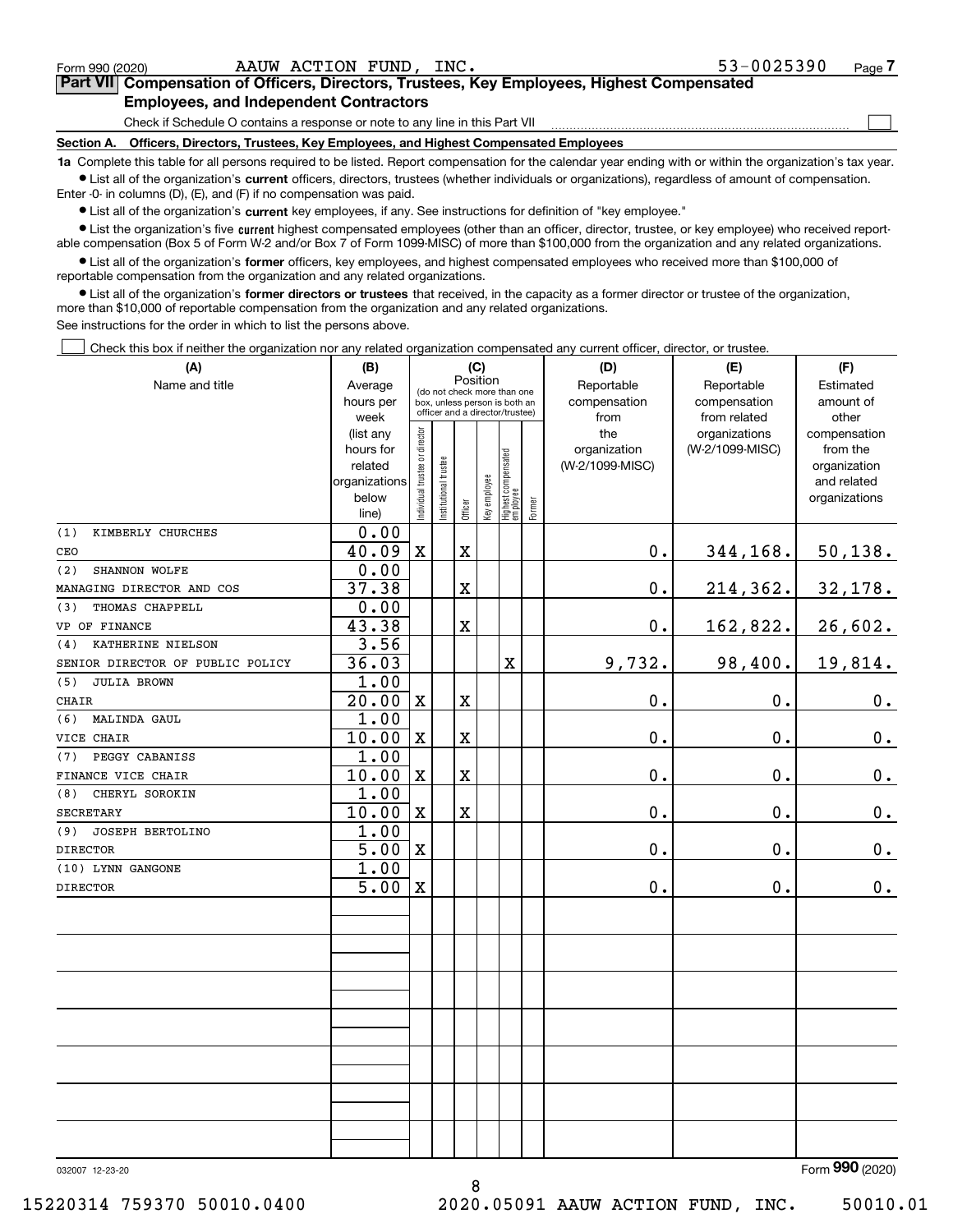Form 990 (2020) AAUW ACTION FUND, INC. 53-0025390 Page 7

## Part VII Compensation of Officers, Directors, Trustees, Key Employees, Highest Compensated Employees, and Independent Contractors

Check if Schedule O contains a response or note to any line in this Part VII

### Section A. Officers, Directors, Trustees, Key Employees, and Highest Compensated Employees

**1a** Complete this table for all persons required to be listed. Report compensation for the calendar year ending with or within the organization's tax year.

- List all of the organization's **current** officers, directors, trustees (whether individuals or organizations), regardless of amount of compensation. Enter -0- in columns (D), (E), and (F) if no compensation was paid.
- List all of the organization's **current** key employees, if any. See instructions for definition of "key employee."
- List the organization's five **current** highest compensated employees (other than an officer, director, trustee, or key employee) who received reportable compensation (Box 5 of Form W-2 and/or Box 7 of Form 1099-MISC) of more than $100,000 from the organization and any related organizations.
- List all of the organization's **former** officers, key employees, and highest compensated employees who received more than $100,000 of reportable compensation from the organization and any related organizations.
- List all of the organization's **former directors or trustees** that received, in the capacity as a former director or trustee of the organization, more than $10,000 of reportable compensation from the organization and any related organizations.

See instructions for the order in which to list the persons above.

Check this box if neither the organization nor any related organization compensated any current officer, director, or trustee.

| (A) Name and title | (B) Average hours per week (list any hours for related organizations below line) | (C) Position: Individual trustee or director | Institutional trustee | Officer | Key employee | Highest compensated employee | Former | (D) Reportable compensation from the organization (W-2/1099-MISC) | (E) Reportable compensation from related organizations (W-2/1099-MISC) | (F) Estimated amount of other compensation from the organization and related organizations |
|---|---|---|---|---|---|---|---|---|---|---|
| (1) KIMBERLY CHURCHES<br>CEO | 0.00<br>40.09 | X | | X | | | | 0. | 344,168. | 50,138. |
| (2) SHANNON WOLFE<br>MANAGING DIRECTOR AND COS | 0.00<br>37.38 | | | X | | | | 0. | 214,362. | 32,178. |
| (3) THOMAS CHAPPELL<br>VP OF FINANCE | 0.00<br>43.38 | | | X | | | | 0. | 162,822. | 26,602. |
| (4) KATHERINE NIELSON<br>SENIOR DIRECTOR OF PUBLIC POLICY | 3.56<br>36.03 | | | | | X | | 9,732. | 98,400. | 19,814. |
| (5) JULIA BROWN<br>CHAIR | 1.00<br>20.00 | X | | X | | | | 0. | 0. | 0. |
| (6) MALINDA GAUL<br>VICE CHAIR | 1.00<br>10.00 | X | | X | | | | 0. | 0. | 0. |
| (7) PEGGY CABANISS<br>FINANCE VICE CHAIR | 1.00<br>10.00 | X | | X | | | | 0. | 0. | 0. |
| (8) CHERYL SOROKIN<br>SECRETARY | 1.00<br>10.00 | X | | X | | | | 0. | 0. | 0. |
| (9) JOSEPH BERTOLINO<br>DIRECTOR | 1.00<br>5.00 | X | | | | | | 0. | 0. | 0. |
| (10) LYNN GANGONE<br>DIRECTOR | 1.00<br>5.00 | X | | | | | | 0. | 0. | 0. |

032007 12-23-20 Form 990 (2020)

15220314 759370 50010.0400 2020.05091 AAUW ACTION FUND, INC. 50010.01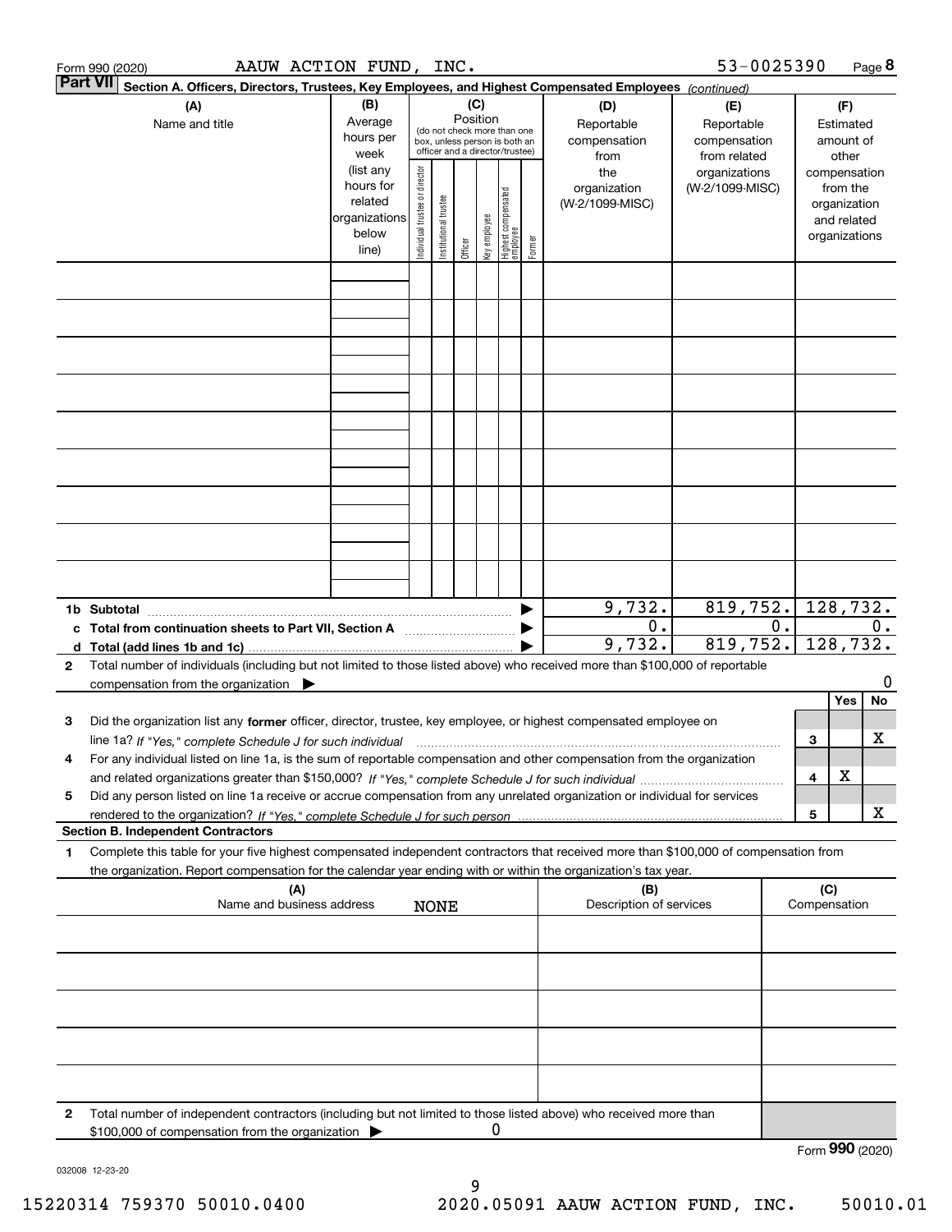Form 990 (2020) AAUW ACTION FUND, INC. 53-0025390 Page 8

**Part VII Section A. Officers, Directors, Trustees, Key Employees, and Highest Compensated Employees** *(continued)*

| (A) Name and title | (B) Average hours per week (list any hours for related organizations below line) | (C) Position (do not check more than one box, unless person is both an officer and a director/trustee): Individual trustee or director | Institutional trustee | Officer | Key employee | Highest compensated employee | Former | (D) Reportable compensation from the organization (W-2/1099-MISC) | (E) Reportable compensation from related organizations (W-2/1099-MISC) | (F) Estimated amount of other compensation from the organization and related organizations |
|---|---|---|---|---|---|---|---|---|---|---|
| | | | | | | | | | | |
| | | | | | | | | | | |
| | | | | | | | | | | |
| | | | | | | | | | | |
| | | | | | | | | | | |
| | | | | | | | | | | |
| | | | | | | | | | | |
| | | | | | | | | | | |
| | | | | | | | | | | |

| | (D) | (E) | (F) |
|---|---|---|---|
| **1b Subtotal** | 9,732. | 819,752. | 128,732. |
| **c Total from continuation sheets to Part VII, Section A** | 0. | 0. | 0. |
| **d Total (add lines 1b and 1c)** | 9,732. | 819,752. | 128,732. |

**2** Total number of individuals (including but not limited to those listed above) who received more than $100,000 of reportable compensation from the organization ▶ 0

| | | Yes | No |
|---|---|---|---|
| **3** Did the organization list any **former** officer, director, trustee, key employee, or highest compensated employee on line 1a? *If "Yes," complete Schedule J for such individual* | 3 | | X |
| **4** For any individual listed on line 1a, is the sum of reportable compensation and other compensation from the organization and related organizations greater than $150,000? *If "Yes," complete Schedule J for such individual* | 4 | X | |
| **5** Did any person listed on line 1a receive or accrue compensation from any unrelated organization or individual for services rendered to the organization? *If "Yes," complete Schedule J for such person* | 5 | | X |

**Section B. Independent Contractors**

**1** Complete this table for your five highest compensated independent contractors that received more than $100,000 of compensation from the organization. Report compensation for the calendar year ending with or within the organization's tax year.

| (A) Name and business address | (B) Description of services | (C) Compensation |
|---|---|---|
| NONE | | |
| | | |
| | | |
| | | |
| | | |

**2** Total number of independent contractors (including but not limited to those listed above) who received more than $100,000 of compensation from the organization ▶ 0

Form **990** (2020)

032008 12-23-20

15220314 759370 50010.0400 2020.05091 AAUW ACTION FUND, INC. 50010.01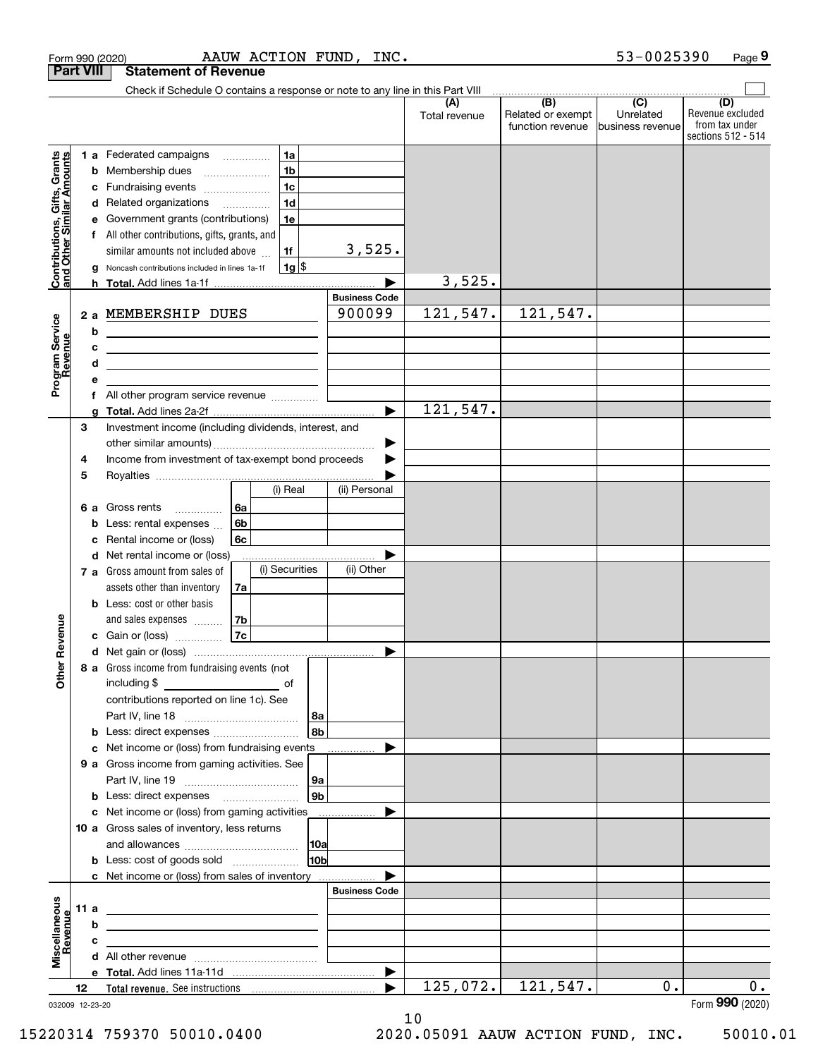Form 990 (2020) AAUW ACTION FUND, INC. 53-0025390 Page 9

## Part VIII Statement of Revenue

Check if Schedule O contains a response or note to any line in this Part VIII ☐

| | | | (A) Total revenue | (B) Related or exempt function revenue | (C) Unrelated business revenue | (D) Revenue excluded from tax under sections 512 - 514 |
|---|---|---|---|---|---|---|
| **Contributions, Gifts, Grants and Other Similar Amounts** | 1 a Federated campaigns | 1a | | | | |
| | b Membership dues | 1b | | | | |
| | c Fundraising events | 1c | | | | |
| | d Related organizations | 1d | | | | |
| | e Government grants (contributions) | 1e | | | | |
| | f All other contributions, gifts, grants, and similar amounts not included above | 1f 3,525. | | | | |
| | g Noncash contributions included in lines 1a-1f | 1g $ | | | | |
| | h **Total.** Add lines 1a-1f | | 3,525. | | | |
| | | **Business Code** | | | | |
| **Program Service Revenue** | 2 a MEMBERSHIP DUES | 900099 | 121,547. | 121,547. | | |
| | b | | | | | |
| | c | | | | | |
| | d | | | | | |
| | e | | | | | |
| | f All other program service revenue | | | | | |
| | g **Total.** Add lines 2a-2f | | 121,547. | | | |
| **Other Revenue** | 3 Investment income (including dividends, interest, and other similar amounts) | | | | | |
| | 4 Income from investment of tax-exempt bond proceeds | | | | | |
| | 5 Royalties | | | | | |
| | | (i) Real / (ii) Personal | | | | |
| | 6 a Gross rents | 6a | | | | |
| | b Less: rental expenses | 6b | | | | |
| | c Rental income or (loss) | 6c | | | | |
| | d Net rental income or (loss) | | | | | |
| | | (i) Securities / (ii) Other | | | | |
| | 7 a Gross amount from sales of assets other than inventory | 7a | | | | |
| | b Less: cost or other basis and sales expenses | 7b | | | | |
| | c Gain or (loss) | 7c | | | | |
| | d Net gain or (loss) | | | | | |
| | 8 a Gross income from fundraising events (not including $ ______ of contributions reported on line 1c). See Part IV, line 18 | 8a | | | | |
| | b Less: direct expenses | 8b | | | | |
| | c Net income or (loss) from fundraising events | | | | | |
| | 9 a Gross income from gaming activities. See Part IV, line 19 | 9a | | | | |
| | b Less: direct expenses | 9b | | | | |
| | c Net income or (loss) from gaming activities | | | | | |
| | 10 a Gross sales of inventory, less returns and allowances | 10a | | | | |
| | b Less: cost of goods sold | 10b | | | | |
| | c Net income or (loss) from sales of inventory | | | | | |
| | | **Business Code** | | | | |
| **Miscellaneous Revenue** | 11 a | | | | | |
| | b | | | | | |
| | c | | | | | |
| | d All other revenue | | | | | |
| | e **Total.** Add lines 11a-11d | | | | | |
| | 12 **Total revenue.** See instructions | | 125,072. | 121,547. | 0. | 0. |

032009 12-23-20

Form **990** (2020)

15220314 759370 50010.0400 2020.05091 AAUW ACTION FUND, INC. 50010.01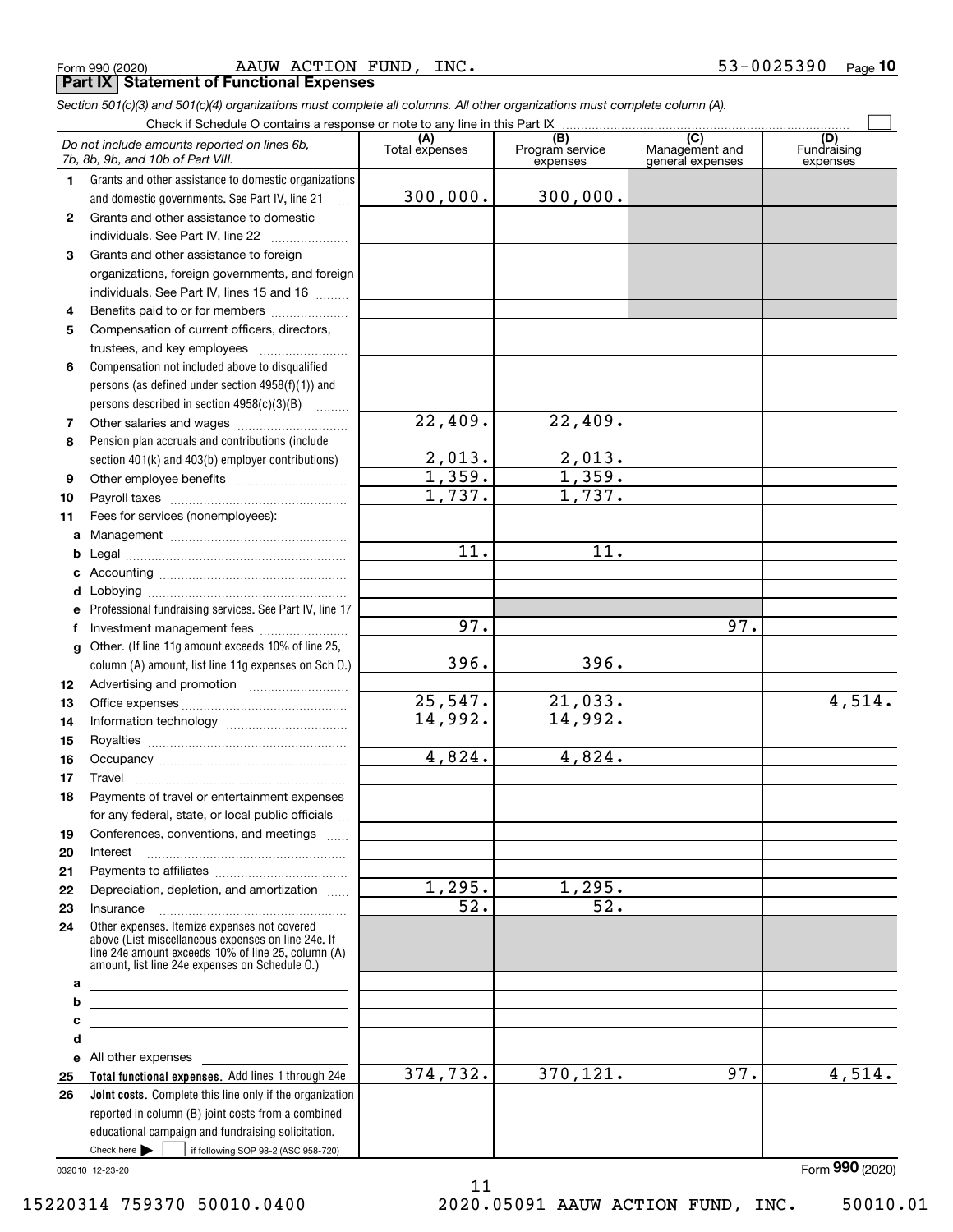Form 990 (2020) AAUW ACTION FUND, INC. 53-0025390 Page **10**

## Part IX Statement of Functional Expenses

*Section 501(c)(3) and 501(c)(4) organizations must complete all columns. All other organizations must complete column (A).*

Check if Schedule O contains a response or note to any line in this Part IX ☐

| | *Do not include amounts reported on lines 6b, 7b, 8b, 9b, and 10b of Part VIII.* | (A) Total expenses | (B) Program service expenses | (C) Management and general expenses | (D) Fundraising expenses |
|---|---|---|---|---|---|
| 1 | Grants and other assistance to domestic organizations and domestic governments. See Part IV, line 21 | 300,000. | 300,000. | | |
| 2 | Grants and other assistance to domestic individuals. See Part IV, line 22 | | | | |
| 3 | Grants and other assistance to foreign organizations, foreign governments, and foreign individuals. See Part IV, lines 15 and 16 | | | | |
| 4 | Benefits paid to or for members | | | | |
| 5 | Compensation of current officers, directors, trustees, and key employees | | | | |
| 6 | Compensation not included above to disqualified persons (as defined under section 4958(f)(1)) and persons described in section 4958(c)(3)(B) | | | | |
| 7 | Other salaries and wages | 22,409. | 22,409. | | |
| 8 | Pension plan accruals and contributions (include section 401(k) and 403(b) employer contributions) | 2,013. | 2,013. | | |
| 9 | Other employee benefits | 1,359. | 1,359. | | |
| 10 | Payroll taxes | 1,737. | 1,737. | | |
| 11 | Fees for services (nonemployees): | | | | |
| a | Management | | | | |
| b | Legal | 11. | 11. | | |
| c | Accounting | | | | |
| d | Lobbying | | | | |
| e | Professional fundraising services. See Part IV, line 17 | | | | |
| f | Investment management fees | 97. | | 97. | |
| g | Other. (If line 11g amount exceeds 10% of line 25, column (A) amount, list line 11g expenses on Sch O.) | 396. | 396. | | |
| 12 | Advertising and promotion | | | | |
| 13 | Office expenses | 25,547. | 21,033. | | 4,514. |
| 14 | Information technology | 14,992. | 14,992. | | |
| 15 | Royalties | | | | |
| 16 | Occupancy | 4,824. | 4,824. | | |
| 17 | Travel | | | | |
| 18 | Payments of travel or entertainment expenses for any federal, state, or local public officials | | | | |
| 19 | Conferences, conventions, and meetings | | | | |
| 20 | Interest | | | | |
| 21 | Payments to affiliates | | | | |
| 22 | Depreciation, depletion, and amortization | 1,295. | 1,295. | | |
| 23 | Insurance | 52. | 52. | | |
| 24 | Other expenses. Itemize expenses not covered above (List miscellaneous expenses on line 24e. If line 24e amount exceeds 10% of line 25, column (A) amount, list line 24e expenses on Schedule O.) | | | | |
| a | | | | | |
| b | | | | | |
| c | | | | | |
| d | | | | | |
| e | All other expenses | | | | |
| 25 | **Total functional expenses.** Add lines 1 through 24e | 374,732. | 370,121. | 97. | 4,514. |
| 26 | **Joint costs.** Complete this line only if the organization reported in column (B) joint costs from a combined educational campaign and fundraising solicitation. Check here ☐ if following SOP 98-2 (ASC 958-720) | | | | |

032010 12-23-20

Form **990** (2020)

15220314 759370 50010.0400 2020.05091 AAUW ACTION FUND, INC. 50010.01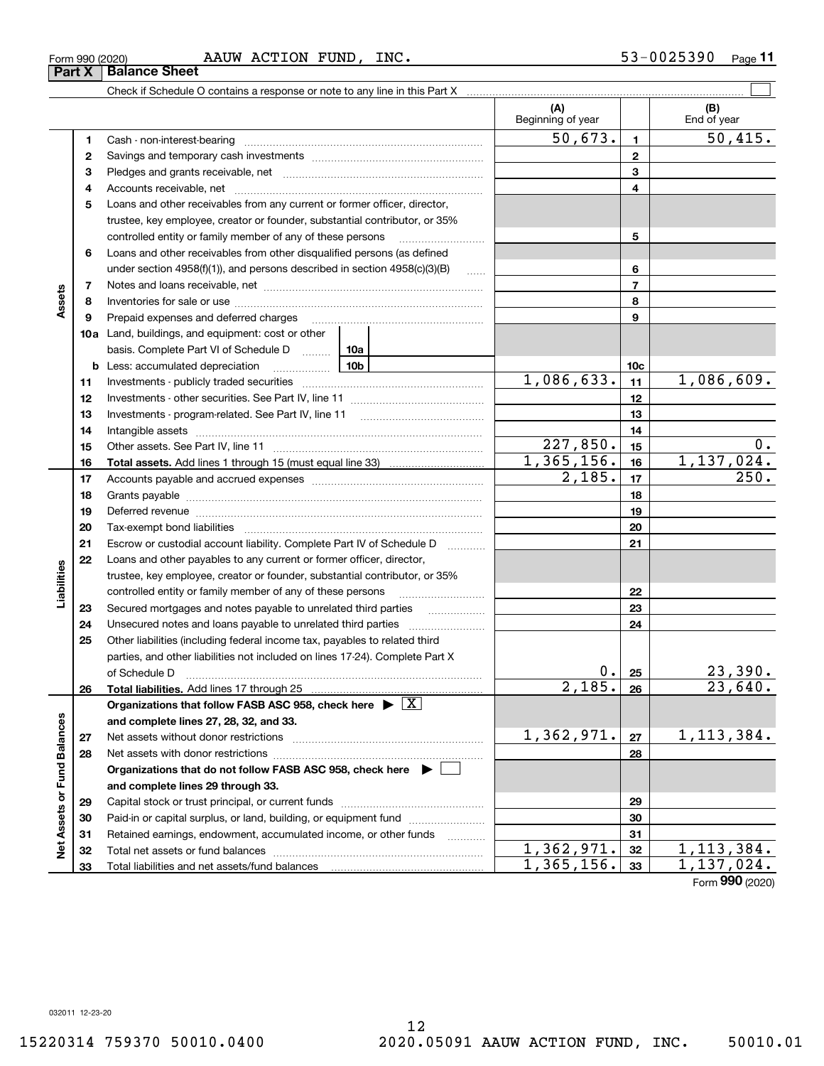Form 990 (2020) AAUW ACTION FUND, INC. 53-0025390

## Part X Balance Sheet

Check if Schedule O contains a response or note to any line in this Part X ☐

| | | | (A) Beginning of year | | (B) End of year |
|---|---|---|---|---|---|
| Assets | 1 | Cash - non-interest-bearing | 50,673. | 1 | 50,415. |
| | 2 | Savings and temporary cash investments | | 2 | |
| | 3 | Pledges and grants receivable, net | | 3 | |
| | 4 | Accounts receivable, net | | 4 | |
| | 5 | Loans and other receivables from any current or former officer, director, trustee, key employee, creator or founder, substantial contributor, or 35% controlled entity or family member of any of these persons | | 5 | |
| | 6 | Loans and other receivables from other disqualified persons (as defined under section 4958(f)(1)), and persons described in section 4958(c)(3)(B) | | 6 | |
| | 7 | Notes and loans receivable, net | | 7 | |
| | 8 | Inventories for sale or use | | 8 | |
| | 9 | Prepaid expenses and deferred charges | | 9 | |
| | 10a | Land, buildings, and equipment: cost or other basis. Complete Part VI of Schedule D 10a | | | |
| | b | Less: accumulated depreciation 10b | | 10c | |
| | 11 | Investments - publicly traded securities | 1,086,633. | 11 | 1,086,609. |
| | 12 | Investments - other securities. See Part IV, line 11 | | 12 | |
| | 13 | Investments - program-related. See Part IV, line 11 | | 13 | |
| | 14 | Intangible assets | | 14 | |
| | 15 | Other assets. See Part IV, line 11 | 227,850. | 15 | 0. |
| | 16 | **Total assets.** Add lines 1 through 15 (must equal line 33) | 1,365,156. | 16 | 1,137,024. |
| Liabilities | 17 | Accounts payable and accrued expenses | 2,185. | 17 | 250. |
| | 18 | Grants payable | | 18 | |
| | 19 | Deferred revenue | | 19 | |
| | 20 | Tax-exempt bond liabilities | | 20 | |
| | 21 | Escrow or custodial account liability. Complete Part IV of Schedule D | | 21 | |
| | 22 | Loans and other payables to any current or former officer, director, trustee, key employee, creator or founder, substantial contributor, or 35% controlled entity or family member of any of these persons | | 22 | |
| | 23 | Secured mortgages and notes payable to unrelated third parties | | 23 | |
| | 24 | Unsecured notes and loans payable to unrelated third parties | | 24 | |
| | 25 | Other liabilities (including federal income tax, payables to related third parties, and other liabilities not included on lines 17-24). Complete Part X of Schedule D | 0. | 25 | 23,390. |
| | 26 | **Total liabilities.** Add lines 17 through 25 | 2,185. | 26 | 23,640. |
| Net Assets or Fund Balances | | **Organizations that follow FASB ASC 958, check here ▶ ☒ and complete lines 27, 28, 32, and 33.** | | | |
| | 27 | Net assets without donor restrictions | 1,362,971. | 27 | 1,113,384. |
| | 28 | Net assets with donor restrictions | | 28 | |
| | | **Organizations that do not follow FASB ASC 958, check here ▶ ☐ and complete lines 29 through 33.** | | | |
| | 29 | Capital stock or trust principal, or current funds | | 29 | |
| | 30 | Paid-in or capital surplus, or land, building, or equipment fund | | 30 | |
| | 31 | Retained earnings, endowment, accumulated income, or other funds | | 31 | |
| | 32 | Total net assets or fund balances | 1,362,971. | 32 | 1,113,384. |
| | 33 | Total liabilities and net assets/fund balances | 1,365,156. | 33 | 1,137,024. |

Form **990** (2020)

032011 12-23-20

15220314 759370 50010.0400 2020.05091 AAUW ACTION FUND, INC. 50010.01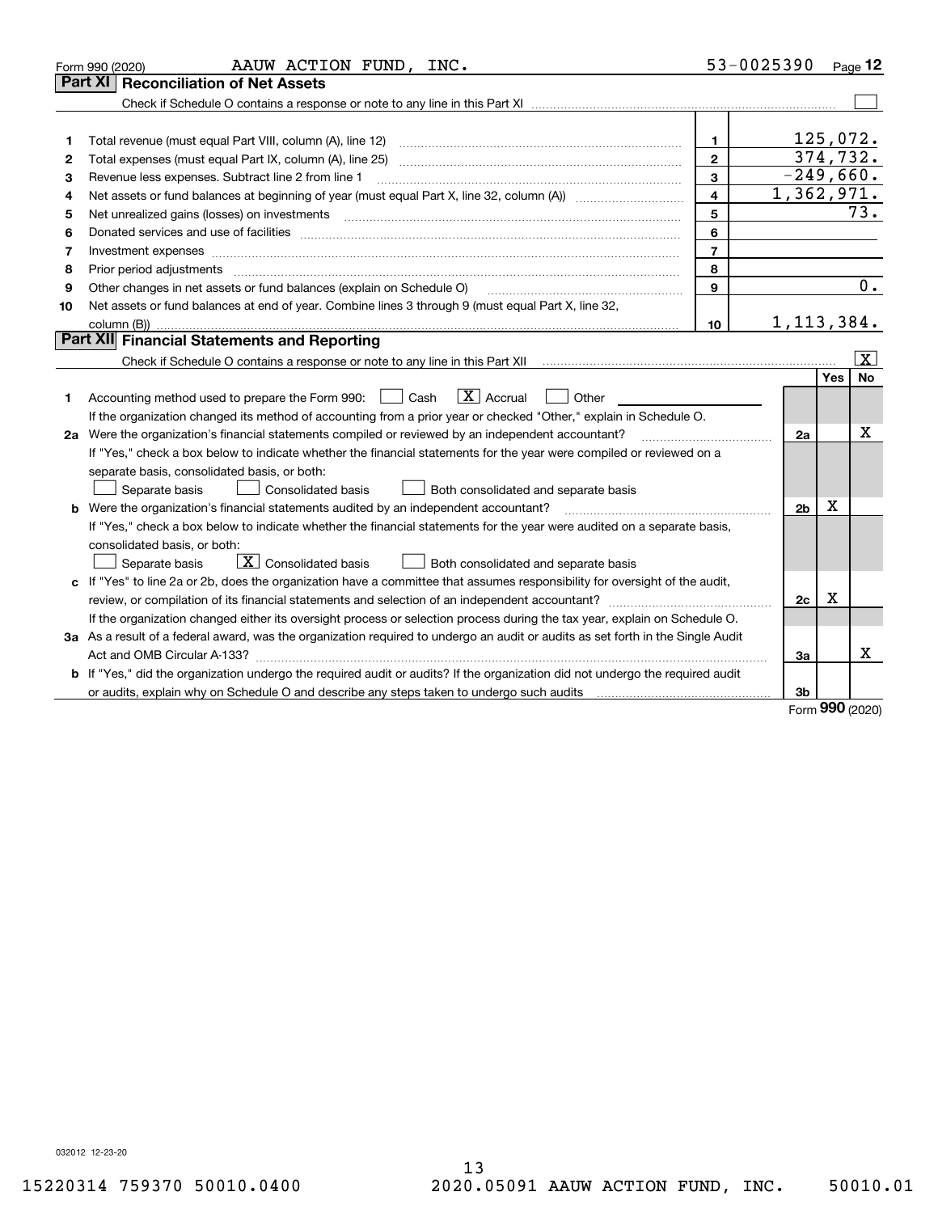Form 990 (2020) AAUW ACTION FUND, INC. 53-0025390 Page 12

## Part XI Reconciliation of Net Assets

Check if Schedule O contains a response or note to any line in this Part XI ☐

| | | | |
|---|---|---|---|
| 1 | Total revenue (must equal Part VIII, column (A), line 12) | 1 | 125,072. |
| 2 | Total expenses (must equal Part IX, column (A), line 25) | 2 | 374,732. |
| 3 | Revenue less expenses. Subtract line 2 from line 1 | 3 | -249,660. |
| 4 | Net assets or fund balances at beginning of year (must equal Part X, line 32, column (A)) | 4 | 1,362,971. |
| 5 | Net unrealized gains (losses) on investments | 5 | 73. |
| 6 | Donated services and use of facilities | 6 | |
| 7 | Investment expenses | 7 | |
| 8 | Prior period adjustments | 8 | |
| 9 | Other changes in net assets or fund balances (explain on Schedule O) | 9 | 0. |
| 10 | Net assets or fund balances at end of year. Combine lines 3 through 9 (must equal Part X, line 32, column (B)) | 10 | 1,113,384. |

## Part XII Financial Statements and Reporting

Check if Schedule O contains a response or note to any line in this Part XII ☒

| | | | Yes | No |
|---|---|---|---|---|
| 1 | Accounting method used to prepare the Form 990: ☐ Cash ☒ Accrual ☐ Other<br>If the organization changed its method of accounting from a prior year or checked "Other," explain in Schedule O. | | | |
| 2a | Were the organization's financial statements compiled or reviewed by an independent accountant?<br>If "Yes," check a box below to indicate whether the financial statements for the year were compiled or reviewed on a separate basis, consolidated basis, or both:<br>☐ Separate basis ☐ Consolidated basis ☐ Both consolidated and separate basis | 2a | | X |
| b | Were the organization's financial statements audited by an independent accountant?<br>If "Yes," check a box below to indicate whether the financial statements for the year were audited on a separate basis, consolidated basis, or both:<br>☐ Separate basis ☒ Consolidated basis ☐ Both consolidated and separate basis | 2b | X | |
| c | If "Yes" to line 2a or 2b, does the organization have a committee that assumes responsibility for oversight of the audit, review, or compilation of its financial statements and selection of an independent accountant?<br>If the organization changed either its oversight process or selection process during the tax year, explain on Schedule O. | 2c | X | |
| 3a | As a result of a federal award, was the organization required to undergo an audit or audits as set forth in the Single Audit Act and OMB Circular A-133? | 3a | | X |
| b | If "Yes," did the organization undergo the required audit or audits? If the organization did not undergo the required audit or audits, explain why on Schedule O and describe any steps taken to undergo such audits | 3b | | |

Form 990 (2020)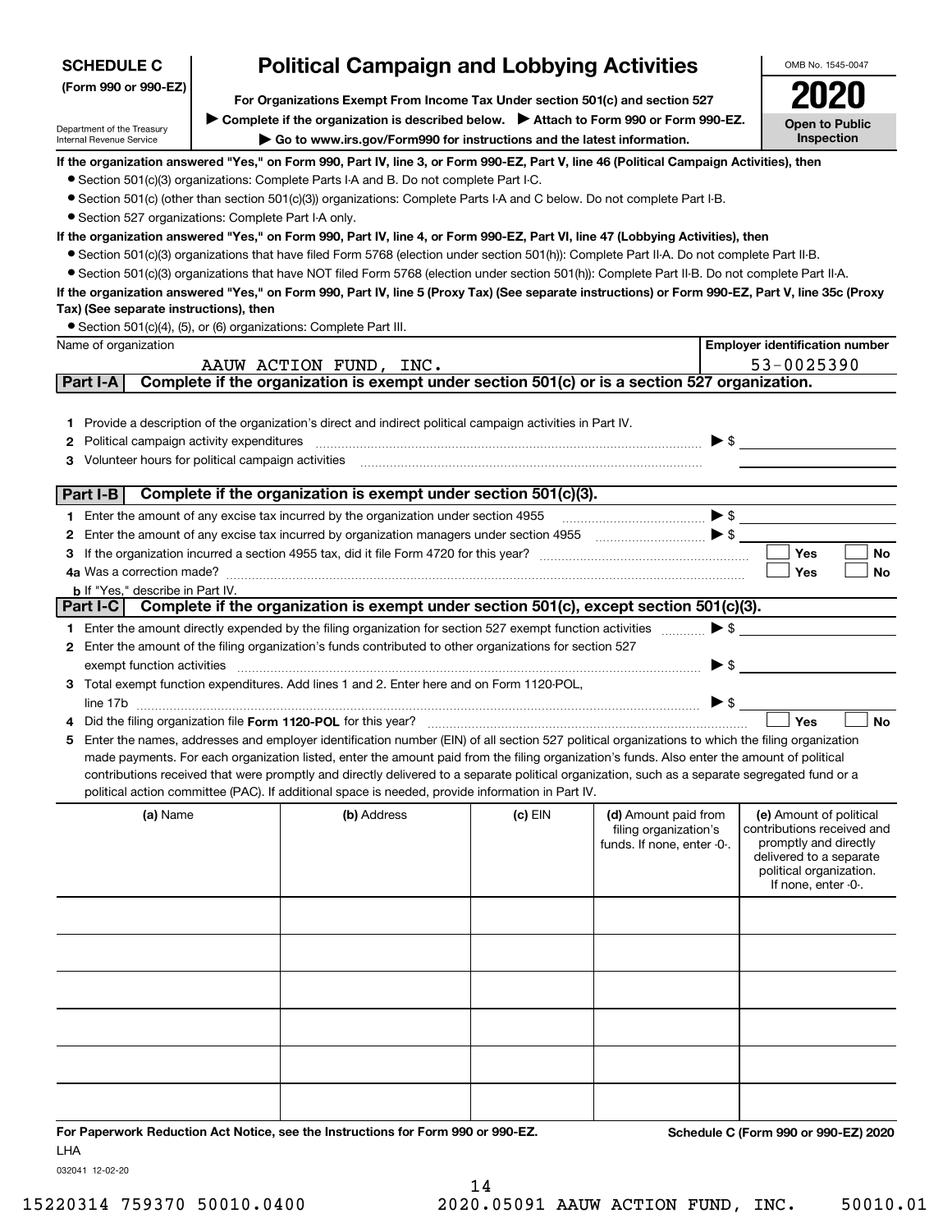**SCHEDULE C (Form 990 or 990-EZ)**

Department of the Treasury
Internal Revenue Service

# Political Campaign and Lobbying Activities

**For Organizations Exempt From Income Tax Under section 501(c) and section 527**

▶ **Complete if the organization is described below.** ▶ **Attach to Form 990 or Form 990-EZ.**

▶ **Go to www.irs.gov/Form990 for instructions and the latest information.**

OMB No. 1545-0047

**2020**

**Open to Public Inspection**

**If the organization answered "Yes," on Form 990, Part IV, line 3, or Form 990-EZ, Part V, line 46 (Political Campaign Activities), then**

- Section 501(c)(3) organizations: Complete Parts I-A and B. Do not complete Part I-C.
- Section 501(c) (other than section 501(c)(3)) organizations: Complete Parts I-A and C below. Do not complete Part I-B.
- Section 527 organizations: Complete Part I-A only.

**If the organization answered "Yes," on Form 990, Part IV, line 4, or Form 990-EZ, Part VI, line 47 (Lobbying Activities), then**

- Section 501(c)(3) organizations that have filed Form 5768 (election under section 501(h)): Complete Part II-A. Do not complete Part II-B.
- Section 501(c)(3) organizations that have NOT filed Form 5768 (election under section 501(h)): Complete Part II-B. Do not complete Part II-A.

**If the organization answered "Yes," on Form 990, Part IV, line 5 (Proxy Tax) (See separate instructions) or Form 990-EZ, Part V, line 35c (Proxy Tax) (See separate instructions), then**

- Section 501(c)(4), (5), or (6) organizations: Complete Part III.

| Name of organization | Employer identification number |
|---|---|
| AAUW ACTION FUND, INC. | 53-0025390 |

## Part I-A Complete if the organization is exempt under section 501(c) or is a section 527 organization.

1. Provide a description of the organization's direct and indirect political campaign activities in Part IV.
2. Political campaign activities expenditures ▶ $
3. Volunteer hours for political campaign activities

## Part I-B Complete if the organization is exempt under section 501(c)(3).

1. Enter the amount of any excise tax incurred by the organization under section 4955 ▶ $
2. Enter the amount of any excise tax incurred by organization managers under section 4955 ▶ $
3. If the organization incurred a section 4955 tax, did it file Form 4720 for this year? ☐ Yes ☐ No
4a. Was a correction made? ☐ Yes ☐ No
   b. If "Yes," describe in Part IV.

## Part I-C Complete if the organization is exempt under section 501(c), except section 501(c)(3).

1. Enter the amount directly expended by the filing organization for section 527 exempt function activities ▶ $
2. Enter the amount of the filing organization's funds contributed to other organizations for section 527 exempt function activities ▶ $
3. Total exempt function expenditures. Add lines 1 and 2. Enter here and on Form 1120-POL, line 17b ▶ $
4. Did the filing organization file **Form 1120-POL** for this year? ☐ Yes ☐ No
5. Enter the names, addresses and employer identification number (EIN) of all section 527 political organizations to which the filing organization made payments. For each organization listed, enter the amount paid from the filing organization's funds. Also enter the amount of political contributions received that were promptly and directly delivered to a separate political organization, such as a separate segregated fund or a political action committee (PAC). If additional space is needed, provide information in Part IV.

| (a) Name | (b) Address | (c) EIN | (d) Amount paid from filing organization's funds. If none, enter -0-. | (e) Amount of political contributions received and promptly and directly delivered to a separate political organization. If none, enter -0-. |
|---|---|---|---|---|
| | | | | |
| | | | | |
| | | | | |
| | | | | |
| | | | | |
| | | | | |

**For Paperwork Reduction Act Notice, see the Instructions for Form 990 or 990-EZ.** LHA

032041 12-02-20

**Schedule C (Form 990 or 990-EZ) 2020**

15220314 759370 50010.0400 2020.05091 AAUW ACTION FUND, INC. 50010.01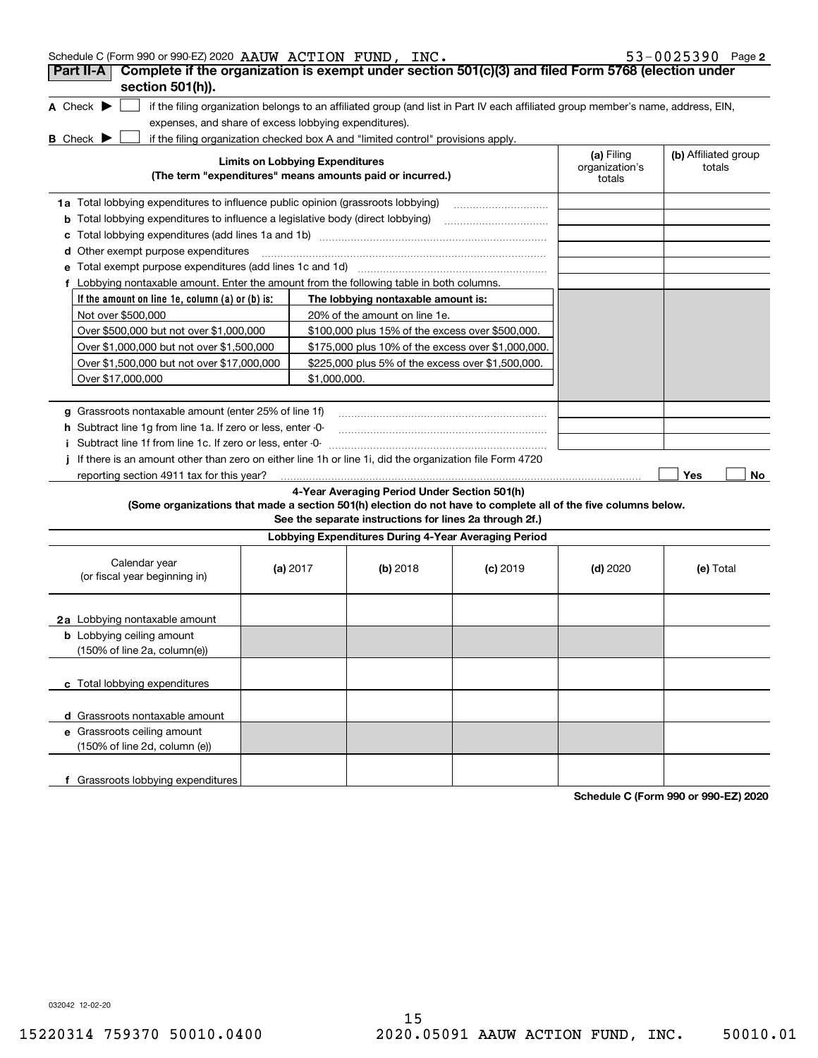Schedule C (Form 990 or 990-EZ) 2020 AAUW ACTION FUND, INC. 53-0025390 Page 2

## Part II-A Complete if the organization is exempt under section 501(c)(3) and filed Form 5768 (election under section 501(h)).

**A** Check ▶ ☐ if the filing organization belongs to an affiliated group (and list in Part IV each affiliated group member's name, address, EIN, expenses, and share of excess lobbying expenditures).

**B** Check ▶ ☐ if the filing organization checked box A and "limited control" provisions apply.

| Limits on Lobbying Expenditures (The term "expenditures" means amounts paid or incurred.) | (a) Filing organization's totals | (b) Affiliated group totals |
|---|---|---|
| **1a** Total lobbying expenditures to influence public opinion (grassroots lobbying) | | |
| **b** Total lobbying expenditures to influence a legislative body (direct lobbying) | | |
| **c** Total lobbying expenditures (add lines 1a and 1b) | | |
| **d** Other exempt purpose expenditures | | |
| **e** Total exempt purpose expenditures (add lines 1c and 1d) | | |
| **f** Lobbying nontaxable amount. Enter the amount from the following table in both columns. | | |

| If the amount on line 1e, column (a) or (b) is: | The lobbying nontaxable amount is: |
|---|---|
| Not over $500,000 | 20% of the amount on line 1e. |
| Over $500,000 but not over $1,000,000 | $100,000 plus 15% of the excess over $500,000. |
| Over $1,000,000 but not over $1,500,000 | $175,000 plus 10% of the excess over $1,000,000. |
| Over $1,500,000 but not over $17,000,000 | $225,000 plus 5% of the excess over $1,500,000. |
| Over $17,000,000 | $1,000,000. |

| | (a) Filing organization's totals | (b) Affiliated group totals |
|---|---|---|
| **g** Grassroots nontaxable amount (enter 25% of line 1f) | | |
| **h** Subtract line 1g from line 1a. If zero or less, enter -0- | | |
| **i** Subtract line 1f from line 1c. If zero or less, enter -0- | | |

**j** If there is an amount other than zero on either line 1h or line 1i, did the organization file Form 4720 reporting section 4911 tax for this year? ☐ Yes ☐ No

### 4-Year Averaging Period Under Section 501(h)

**(Some organizations that made a section 501(h) election do not have to complete all of the five columns below. See the separate instructions for lines 2a through 2f.)**

| Lobbying Expenditures During 4-Year Averaging Period | | | | | |
|---|---|---|---|---|---|
| Calendar year (or fiscal year beginning in) | (a) 2017 | (b) 2018 | (c) 2019 | (d) 2020 | (e) Total |
| **2a** Lobbying nontaxable amount | | | | | |
| **b** Lobbying ceiling amount (150% of line 2a, column(e)) | | | | | |
| **c** Total lobbying expenditures | | | | | |
| **d** Grassroots nontaxable amount | | | | | |
| **e** Grassroots ceiling amount (150% of line 2d, column (e)) | | | | | |
| **f** Grassroots lobbying expenditures | | | | | |

**Schedule C (Form 990 or 990-EZ) 2020**

032042 12-02-20

15220314 759370 50010.0400 2020.05091 AAUW ACTION FUND, INC. 50010.01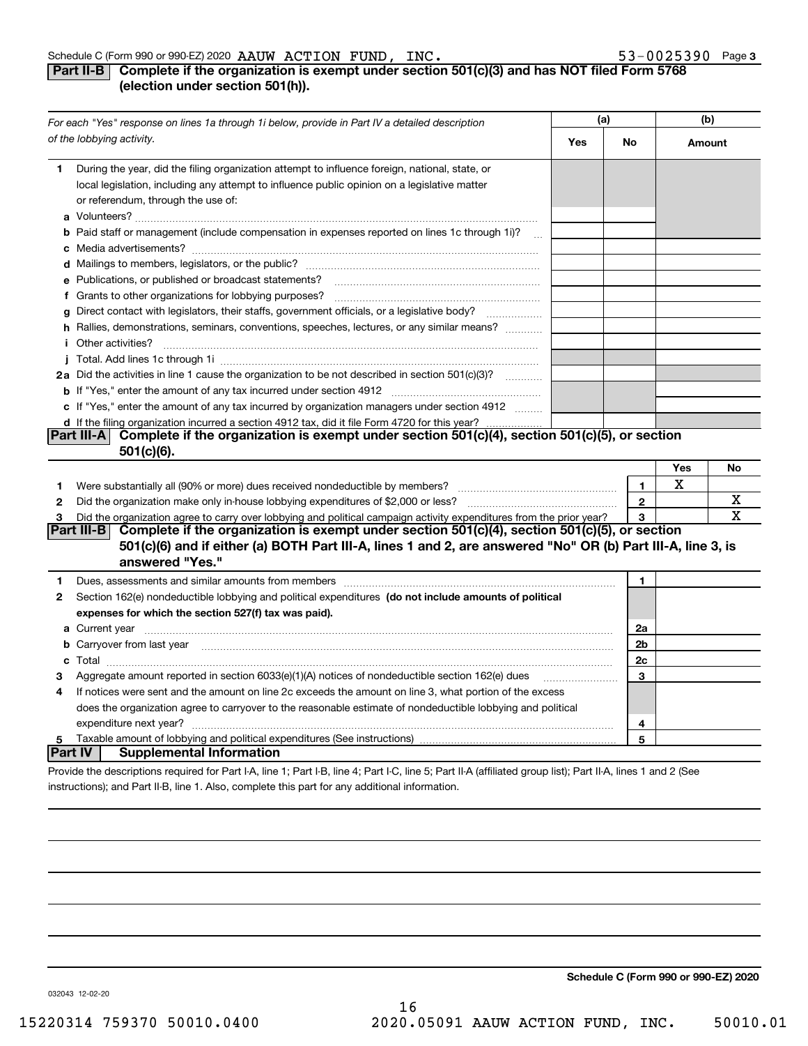Schedule C (Form 990 or 990-EZ) 2020 AAUW ACTION FUND, INC. 53-0025390 Page 3

## Part II-B Complete if the organization is exempt under section 501(c)(3) and has NOT filed Form 5768 (election under section 501(h)).

| *For each "Yes" response on lines 1a through 1i below, provide in Part IV a detailed description of the lobbying activity.* | (a) Yes | (a) No | (b) Amount |
|---|---|---|---|
| **1** During the year, did the filing organization attempt to influence foreign, national, state, or local legislation, including any attempt to influence public opinion on a legislative matter or referendum, through the use of: | | | |
| **a** Volunteers? | | | |
| **b** Paid staff or management (include compensation in expenses reported on lines 1c through 1i)? | | | |
| **c** Media advertisements? | | | |
| **d** Mailings to members, legislators, or the public? | | | |
| **e** Publications, or published or broadcast statements? | | | |
| **f** Grants to other organizations for lobbying purposes? | | | |
| **g** Direct contact with legislators, their staffs, government officials, or a legislative body? | | | |
| **h** Rallies, demonstrations, seminars, conventions, speeches, lectures, or any similar means? | | | |
| **i** Other activities? | | | |
| **j** Total. Add lines 1c through 1i | | | |
| **2a** Did the activities in line 1 cause the organization to be not described in section 501(c)(3)? | | | |
| **b** If "Yes," enter the amount of any tax incurred under section 4912 | | | |
| **c** If "Yes," enter the amount of any tax incurred by organization managers under section 4912 | | | |
| **d** If the filing organization incurred a section 4912 tax, did it file Form 4720 for this year? | | | |

## Part III-A Complete if the organization is exempt under section 501(c)(4), section 501(c)(5), or section 501(c)(6).

| | | | Yes | No |
|---|---|---|---|---|
| **1** | Were substantially all (90% or more) dues received nondeductible by members? | 1 | X | |
| **2** | Did the organization make only in-house lobbying expenditures of $2,000 or less? | 2 | | X |
| **3** | Did the organization agree to carry over lobbying and political campaign activity expenditures from the prior year? | 3 | | X |

## Part III-B Complete if the organization is exempt under section 501(c)(4), section 501(c)(5), or section 501(c)(6) and if either (a) BOTH Part III-A, lines 1 and 2, are answered "No" OR (b) Part III-A, line 3, is answered "Yes."

| | | | |
|---|---|---|---|
| **1** | Dues, assessments and similar amounts from members | 1 | |
| **2** | Section 162(e) nondeductible lobbying and political expenditures **(do not include amounts of political expenses for which the section 527(f) tax was paid).** | | |
| **a** | Current year | 2a | |
| **b** | Carryover from last year | 2b | |
| **c** | Total | 2c | |
| **3** | Aggregate amount reported in section 6033(e)(1)(A) notices of nondeductible section 162(e) dues | 3 | |
| **4** | If notices were sent and the amount on line 2c exceeds the amount on line 3, what portion of the excess does the organization agree to carryover to the reasonable estimate of nondeductible lobbying and political expenditure next year? | 4 | |
| **5** | Taxable amount of lobbying and political expenditures (See instructions) | 5 | |

## Part IV Supplemental Information

Provide the descriptions required for Part I-A, line 1; Part I-B, line 4; Part I-C, line 5; Part II-A (affiliated group list); Part II-A, lines 1 and 2 (See instructions); and Part II-B, line 1. Also, complete this part for any additional information.

**Schedule C (Form 990 or 990-EZ) 2020**

032043 12-02-20

15220314 759370 50010.0400 2020.05091 AAUW ACTION FUND, INC. 50010.01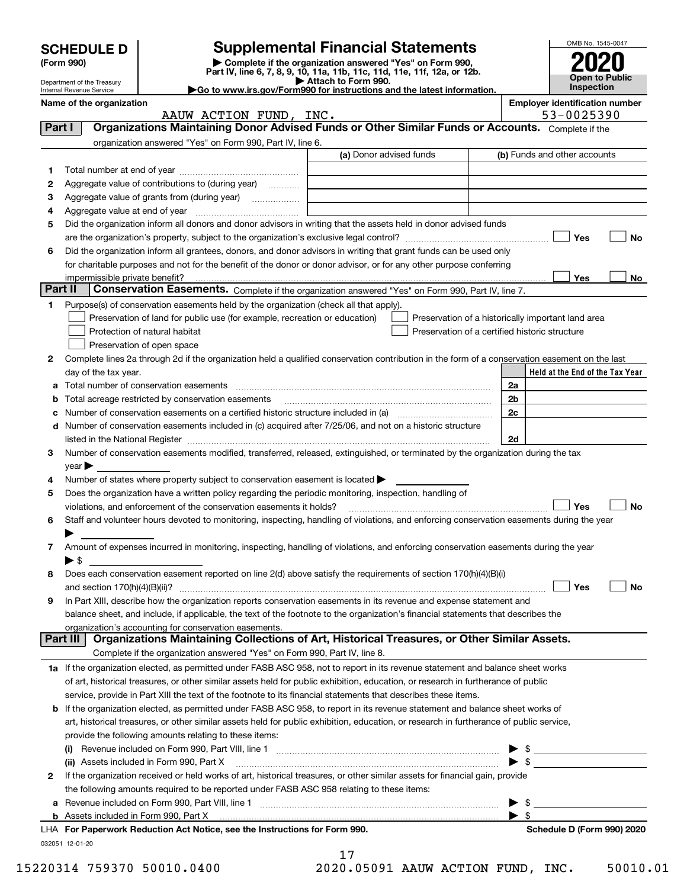# SCHEDULE D (Form 990)

Department of the Treasury
Internal Revenue Service

## Supplemental Financial Statements

▶ Complete if the organization answered "Yes" on Form 990, Part IV, line 6, 7, 8, 9, 10, 11a, 11b, 11c, 11d, 11e, 11f, 12a, or 12b.
▶ Attach to Form 990.
▶Go to www.irs.gov/Form990 for instructions and the latest information.

OMB No. 1545-0047

**2020**

**Open to Public Inspection**

**Name of the organization:** AAUW ACTION FUND, INC.

**Employer identification number:** 53-0025390

### Part I Organizations Maintaining Donor Advised Funds or Other Similar Funds or Accounts. Complete if the organization answered "Yes" on Form 990, Part IV, line 6.

| | | (a) Donor advised funds | (b) Funds and other accounts |
|---|---|---|---|
| 1 | Total number at end of year | | |
| 2 | Aggregate value of contributions to (during year) | | |
| 3 | Aggregate value of grants from (during year) | | |
| 4 | Aggregate value at end of year | | |

5 Did the organization inform all donors and donor advisors in writing that the assets held in donor advised funds are the organization's property, subject to the organization's exclusive legal control? ☐ Yes ☐ No

6 Did the organization inform all grantees, donors, and donor advisors in writing that grant funds can be used only for charitable purposes and not for the benefit of the donor or donor advisor, or for any other purpose conferring impermissible private benefit? ☐ Yes ☐ No

### Part II Conservation Easements. Complete if the organization answered "Yes" on Form 990, Part IV, line 7.

1 Purpose(s) of conservation easements held by the organization (check all that apply).

- ☐ Preservation of land for public use (for example, recreation or education)
- ☐ Preservation of a historically important land area
- ☐ Protection of natural habitat
- ☐ Preservation of a certified historic structure
- ☐ Preservation of open space

2 Complete lines 2a through 2d if the organization held a qualified conservation contribution in the form of a conservation easement on the last day of the tax year.

| | | | Held at the End of the Tax Year |
|---|---|---|---|
| a | Total number of conservation easements | 2a | |
| b | Total acreage restricted by conservation easements | 2b | |
| c | Number of conservation easements on a certified historic structure included in (a) | 2c | |
| d | Number of conservation easements included in (c) acquired after 7/25/06, and not on a historic structure listed in the National Register | 2d | |

3 Number of conservation easements modified, transferred, released, extinguished, or terminated by the organization during the tax year ▶

4 Number of states where property subject to conservation easement is located ▶

5 Does the organization have a written policy regarding the periodic monitoring, inspection, handling of violations, and enforcement of the conservation easements it holds? ☐ Yes ☐ No

6 Staff and volunteer hours devoted to monitoring, inspecting, handling of violations, and enforcing conservation easements during the year ▶

7 Amount of expenses incurred in monitoring, inspecting, handling of violations, and enforcing conservation easements during the year ▶ $

8 Does each conservation easement reported on line 2(d) above satisfy the requirements of section 170(h)(4)(B)(i) and section 170(h)(4)(B)(ii)? ☐ Yes ☐ No

9 In Part XIII, describe how the organization reports conservation easements in its revenue and expense statement and balance sheet, and include, if applicable, the text of the footnote to the organization's financial statements that describes the organization's accounting for conservation easements.

### Part III Organizations Maintaining Collections of Art, Historical Treasures, or Other Similar Assets. Complete if the organization answered "Yes" on Form 990, Part IV, line 8.

1a If the organization elected, as permitted under FASB ASC 958, not to report in its revenue statement and balance sheet works of art, historical treasures, or other similar assets held for public exhibition, education, or research in furtherance of public service, provide in Part XIII the text of the footnote to its financial statements that describes these items.

b If the organization elected, as permitted under FASB ASC 958, to report in its revenue statement and balance sheet works of art, historical treasures, or other similar assets held for public exhibition, education, or research in furtherance of public service, provide the following amounts relating to these items:

(i) Revenue included on Form 990, Part VIII, line 1 ▶ $

(ii) Assets included in Form 990, Part X ▶ $

2 If the organization received or held works of art, historical treasures, or other similar assets for financial gain, provide the following amounts required to be reported under FASB ASC 958 relating to these items:

a Revenue included on Form 990, Part VIII, line 1 ▶ $

b Assets included in Form 990, Part X ▶ $

LHA For Paperwork Reduction Act Notice, see the Instructions for Form 990. Schedule D (Form 990) 2020

032051 12-01-20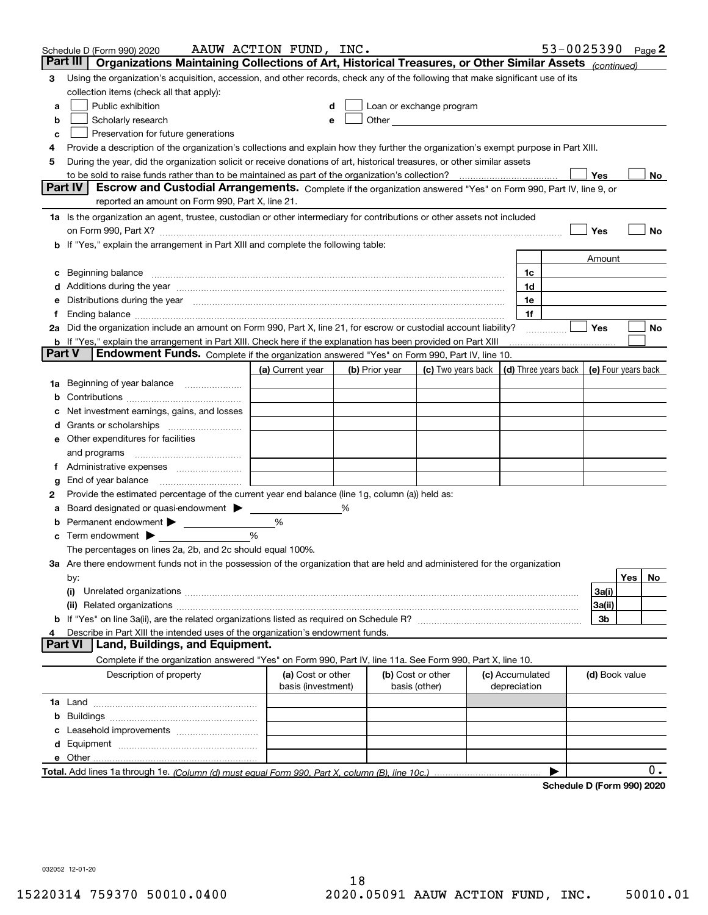Schedule D (Form 990) 2020 AAUW ACTION FUND, INC. 53-0025390 Page 2

## Part III Organizations Maintaining Collections of Art, Historical Treasures, or Other Similar Assets *(continued)*

**3** Using the organization's acquisition, accession, and other records, check any of the following that make significant use of its collection items (check all that apply):

- **a** ☐ Public exhibition
- **b** ☐ Scholarly research
- **c** ☐ Preservation for future generations
- **d** ☐ Loan or exchange program
- **e** ☐ Other

**4** Provide a description of the organization's collections and explain how they further the organization's exempt purpose in Part XIII.

**5** During the year, did the organization solicit or receive donations of art, historical treasures, or other similar assets to be sold to raise funds rather than to be maintained as part of the organization's collection? ☐ Yes ☐ No

## Part IV Escrow and Custodial Arrangements.

Complete if the organization answered "Yes" on Form 990, Part IV, line 9, or reported an amount on Form 990, Part X, line 21.

**1a** Is the organization an agent, trustee, custodian or other intermediary for contributions or other assets not included on Form 990, Part X? ☐ Yes ☐ No

**b** If "Yes," explain the arrangement in Part XIII and complete the following table:

| | | Amount |
|---|---|---|
| **c** Beginning balance | 1c | |
| **d** Additions during the year | 1d | |
| **e** Distributions during the year | 1e | |
| **f** Ending balance | 1f | |

**2a** Did the organization include an amount on Form 990, Part X, line 21, for escrow or custodial account liability? ☐ Yes ☐ No

**b** If "Yes," explain the arrangement in Part XIII. Check here if the explanation has been provided on Part XIII ☐

## Part V Endowment Funds.

Complete if the organization answered "Yes" on Form 990, Part IV, line 10.

| | (a) Current year | (b) Prior year | (c) Two years back | (d) Three years back | (e) Four years back |
|---|---|---|---|---|---|
| **1a** Beginning of year balance | | | | | |
| **b** Contributions | | | | | |
| **c** Net investment earnings, gains, and losses | | | | | |
| **d** Grants or scholarships | | | | | |
| **e** Other expenditures for facilities and programs | | | | | |
| **f** Administrative expenses | | | | | |
| **g** End of year balance | | | | | |

**2** Provide the estimated percentage of the current year end balance (line 1g, column (a)) held as:

- **a** Board designated or quasi-endowment ▶ ______ %
- **b** Permanent endowment ▶ ______ %
- **c** Term endowment ▶ ______ %

The percentages on lines 2a, 2b, and 2c should equal 100%.

**3a** Are there endowment funds not in the possession of the organization that are held and administered for the organization by:

| | | Yes | No |
|---|---|---|---|
| **(i)** Unrelated organizations | 3a(i) | | |
| **(ii)** Related organizations | 3a(ii) | | |
| **b** If "Yes" on line 3a(ii), are the related organizations listed as required on Schedule R? | 3b | | |

**4** Describe in Part XIII the intended uses of the organization's endowment funds.

## Part VI Land, Buildings, and Equipment.

Complete if the organization answered "Yes" on Form 990, Part IV, line 11a. See Form 990, Part X, line 10.

| Description of property | (a) Cost or other basis (investment) | (b) Cost or other basis (other) | (c) Accumulated depreciation | (d) Book value |
|---|---|---|---|---|
| **1a** Land | | | | |
| **b** Buildings | | | | |
| **c** Leasehold improvements | | | | |
| **d** Equipment | | | | |
| **e** Other | | | | |

**Total.** Add lines 1a through 1e. *(Column (d) must equal Form 990, Part X, column (B), line 10c.)* ▶ 0.

**Schedule D (Form 990) 2020**

032052 12-01-20

15220314 759370 50010.0400 2020.05091 AAUW ACTION FUND, INC. 50010.01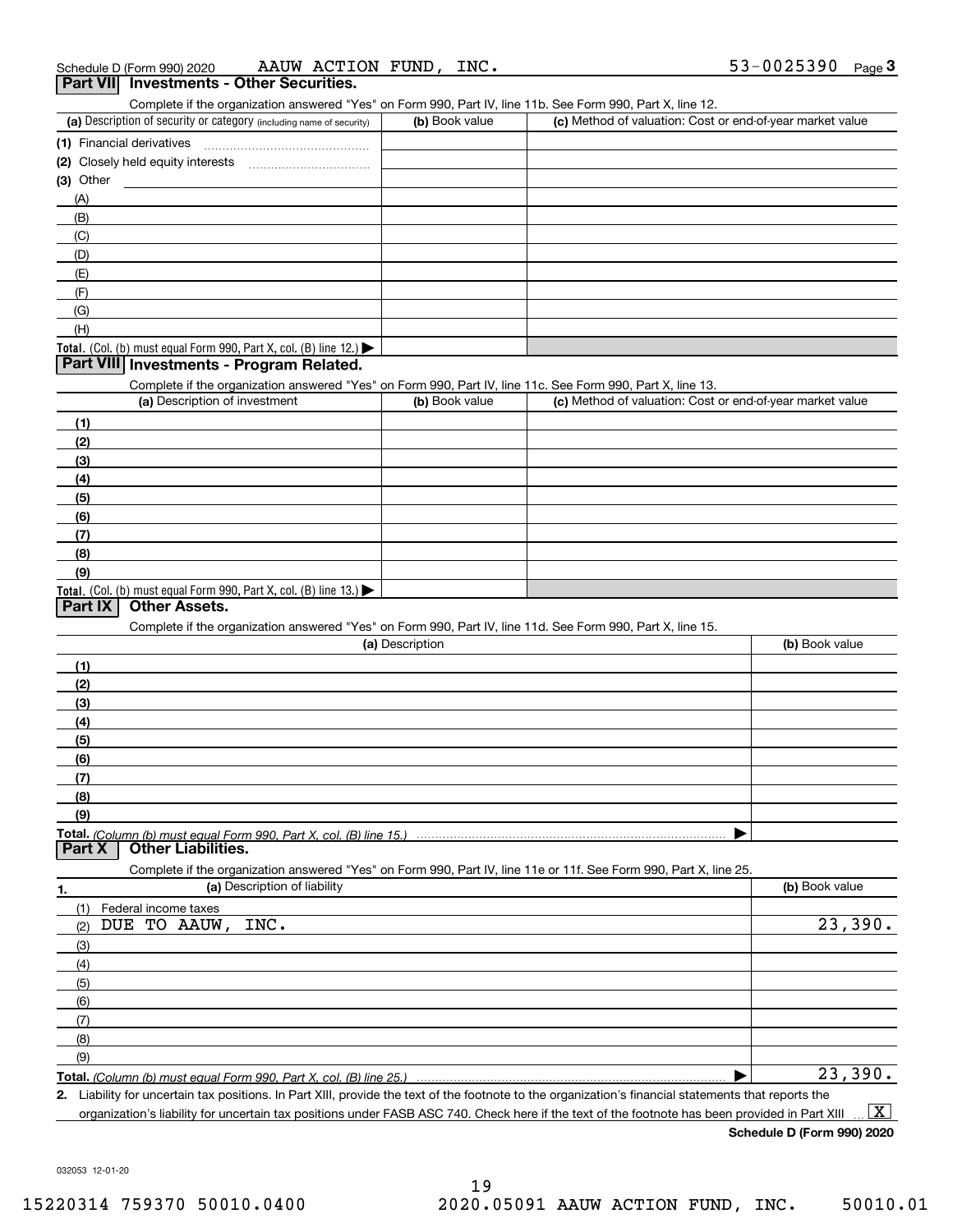Schedule D (Form 990) 2020 AAUW ACTION FUND, INC. 53-0025390 Page 3

## Part VII Investments - Other Securities.

Complete if the organization answered "Yes" on Form 990, Part IV, line 11b. See Form 990, Part X, line 12.

| (a) Description of security or category (including name of security) | (b) Book value | (c) Method of valuation: Cost or end-of-year market value |
|---|---|---|
| (1) Financial derivatives | | |
| (2) Closely held equity interests | | |
| (3) Other | | |
| (A) | | |
| (B) | | |
| (C) | | |
| (D) | | |
| (E) | | |
| (F) | | |
| (G) | | |
| (H) | | |
| **Total.** (Col. (b) must equal Form 990, Part X, col. (B) line 12.) | | |

## Part VIII Investments - Program Related.

Complete if the organization answered "Yes" on Form 990, Part IV, line 11c. See Form 990, Part X, line 13.

| (a) Description of investment | (b) Book value | (c) Method of valuation: Cost or end-of-year market value |
|---|---|---|
| (1) | | |
| (2) | | |
| (3) | | |
| (4) | | |
| (5) | | |
| (6) | | |
| (7) | | |
| (8) | | |
| (9) | | |
| **Total.** (Col. (b) must equal Form 990, Part X, col. (B) line 13.) | | |

## Part IX Other Assets.

Complete if the organization answered "Yes" on Form 990, Part IV, line 11d. See Form 990, Part X, line 15.

| (a) Description | (b) Book value |
|---|---|
| (1) | |
| (2) | |
| (3) | |
| (4) | |
| (5) | |
| (6) | |
| (7) | |
| (8) | |
| (9) | |
| **Total.** *(Column (b) must equal Form 990, Part X, col. (B) line 15.)* | |

## Part X Other Liabilities.

Complete if the organization answered "Yes" on Form 990, Part IV, line 11e or 11f. See Form 990, Part X, line 25.

| 1. (a) Description of liability | (b) Book value |
|---|---|
| (1) Federal income taxes | |
| (2) DUE TO AAUW, INC. | 23,390. |
| (3) | |
| (4) | |
| (5) | |
| (6) | |
| (7) | |
| (8) | |
| (9) | |
| **Total.** *(Column (b) must equal Form 990, Part X, col. (B) line 25.)* | 23,390. |

2. Liability for uncertain tax positions. In Part XIII, provide the text of the footnote to the organization's financial statements that reports the organization's liability for uncertain tax positions under FASB ASC 740. Check here if the text of the footnote has been provided in Part XIII [X]

**Schedule D (Form 990) 2020**

032053 12-01-20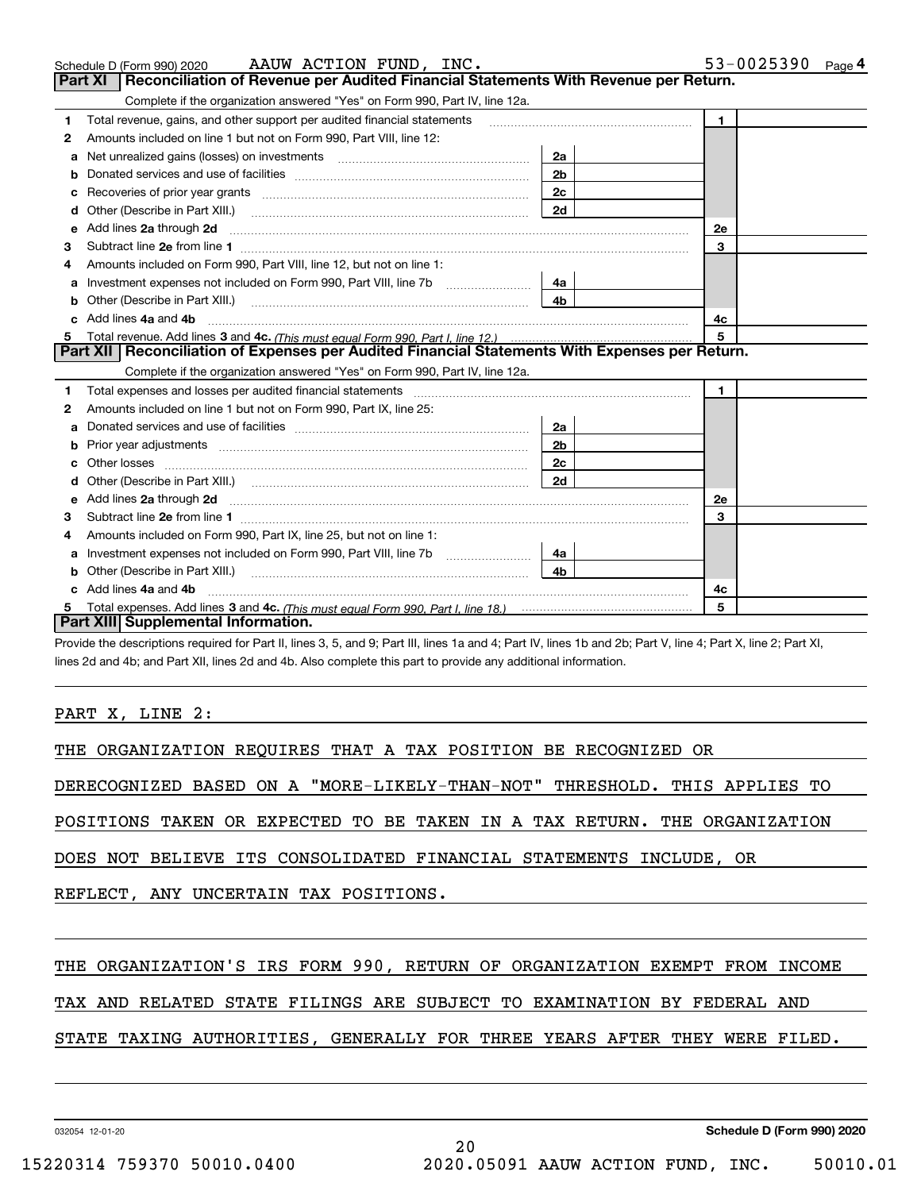Schedule D (Form 990) 2020 AAUW ACTION FUND, INC. 53-0025390 Page 4

## Part XI Reconciliation of Revenue per Audited Financial Statements With Revenue per Return.

Complete if the organization answered "Yes" on Form 990, Part IV, line 12a.

| | | | | | |
|---|---|---|---|---|---|
| 1 | Total revenue, gains, and other support per audited financial statements | | | 1 | |
| 2 | Amounts included on line 1 but not on Form 990, Part VIII, line 12: | | | | |
| a | Net unrealized gains (losses) on investments | 2a | | | |
| b | Donated services and use of facilities | 2b | | | |
| c | Recoveries of prior year grants | 2c | | | |
| d | Other (Describe in Part XIII.) | 2d | | | |
| e | Add lines 2a through 2d | | | 2e | |
| 3 | Subtract line 2e from line 1 | | | 3 | |
| 4 | Amounts included on Form 990, Part VIII, line 12, but not on line 1: | | | | |
| a | Investment expenses not included on Form 990, Part VIII, line 7b | 4a | | | |
| b | Other (Describe in Part XIII.) | 4b | | | |
| c | Add lines 4a and 4b | | | 4c | |
| 5 | Total revenue. Add lines 3 and 4c. *(This must equal Form 990, Part I, line 12.)* | | | 5 | |

## Part XII Reconciliation of Expenses per Audited Financial Statements With Expenses per Return.

Complete if the organization answered "Yes" on Form 990, Part IV, line 12a.

| | | | | | |
|---|---|---|---|---|---|
| 1 | Total expenses and losses per audited financial statements | | | 1 | |
| 2 | Amounts included on line 1 but not on Form 990, Part IX, line 25: | | | | |
| a | Donated services and use of facilities | 2a | | | |
| b | Prior year adjustments | 2b | | | |
| c | Other losses | 2c | | | |
| d | Other (Describe in Part XIII.) | 2d | | | |
| e | Add lines 2a through 2d | | | 2e | |
| 3 | Subtract line 2e from line 1 | | | 3 | |
| 4 | Amounts included on Form 990, Part IX, line 25, but not on line 1: | | | | |
| a | Investment expenses not included on Form 990, Part VIII, line 7b | 4a | | | |
| b | Other (Describe in Part XIII.) | 4b | | | |
| c | Add lines 4a and 4b | | | 4c | |
| 5 | Total expenses. Add lines 3 and 4c. *(This must equal Form 990, Part I, line 18.)* | | | 5 | |

## Part XIII Supplemental Information.

Provide the descriptions required for Part II, lines 3, 5, and 9; Part III, lines 1a and 4; Part IV, lines 1b and 2b; Part V, line 4; Part X, line 2; Part XI, lines 2d and 4b; and Part XII, lines 2d and 4b. Also complete this part to provide any additional information.

PART X, LINE 2:

THE ORGANIZATION REQUIRES THAT A TAX POSITION BE RECOGNIZED OR DERECOGNIZED BASED ON A "MORE-LIKELY-THAN-NOT" THRESHOLD. THIS APPLIES TO POSITIONS TAKEN OR EXPECTED TO BE TAKEN IN A TAX RETURN. THE ORGANIZATION DOES NOT BELIEVE ITS CONSOLIDATED FINANCIAL STATEMENTS INCLUDE, OR REFLECT, ANY UNCERTAIN TAX POSITIONS.

THE ORGANIZATION'S IRS FORM 990, RETURN OF ORGANIZATION EXEMPT FROM INCOME TAX AND RELATED STATE FILINGS ARE SUBJECT TO EXAMINATION BY FEDERAL AND STATE TAXING AUTHORITIES, GENERALLY FOR THREE YEARS AFTER THEY WERE FILED.

032054 12-01-20 Schedule D (Form 990) 2020

15220314 759370 50010.0400 2020.05091 AAUW ACTION FUND, INC. 50010.01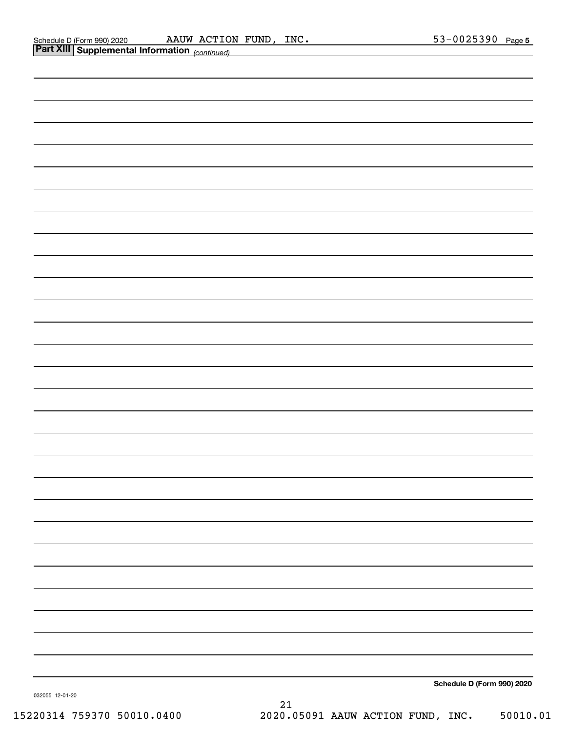## Part XIII Supplemental Information *(continued)*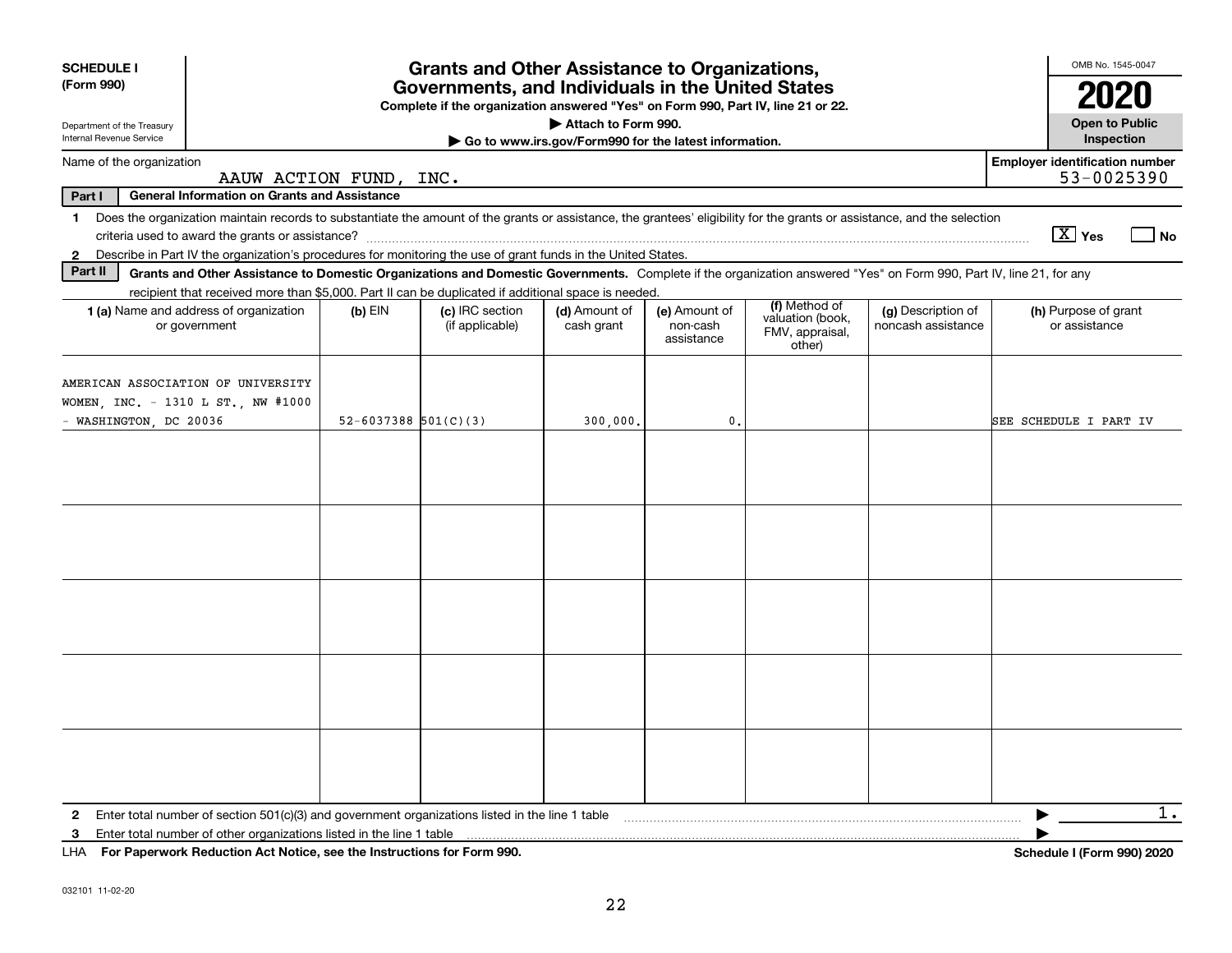**SCHEDULE I (Form 990)**

Department of the Treasury
Internal Revenue Service

# Grants and Other Assistance to Organizations, Governments, and Individuals in the United States

**Complete if the organization answered "Yes" on Form 990, Part IV, line 21 or 22.**

**▶ Attach to Form 990.**

**▶ Go to www.irs.gov/Form990 for the latest information.**

OMB No. 1545-0047

**2020**

**Open to Public Inspection**

Name of the organization: AAUW ACTION FUND, INC.

Employer identification number: 53-0025390

**Part I — General Information on Grants and Assistance**

1 Does the organization maintain records to substantiate the amount of the grants or assistance, the grantees' eligibility for the grants or assistance, and the selection criteria used to award the grants or assistance? [X] Yes [ ] No

2 Describe in Part IV the organization's procedures for monitoring the use of grant funds in the United States.

**Part II — Grants and Other Assistance to Domestic Organizations and Domestic Governments.** Complete if the organization answered "Yes" on Form 990, Part IV, line 21, for any recipient that received more than $5,000. Part II can be duplicated if additional space is needed.

| 1 (a) Name and address of organization or government | (b) EIN | (c) IRC section (if applicable) | (d) Amount of cash grant | (e) Amount of non-cash assistance | (f) Method of valuation (book, FMV, appraisal, other) | (g) Description of noncash assistance | (h) Purpose of grant or assistance |
|---|---|---|---|---|---|---|---|
| AMERICAN ASSOCIATION OF UNIVERSITY WOMEN, INC. - 1310 L ST., NW #1000 - WASHINGTON, DC 20036 | 52-6037388 | 501(C)(3) | 300,000. | 0. | | | SEE SCHEDULE I PART IV |
| | | | | | | | |
| | | | | | | | |
| | | | | | | | |
| | | | | | | | |
| | | | | | | | |

2 Enter total number of section 501(c)(3) and government organizations listed in the line 1 table ▶ 1.

3 Enter total number of other organizations listed in the line 1 table ▶

LHA **For Paperwork Reduction Act Notice, see the Instructions for Form 990.** **Schedule I (Form 990) 2020**

032101 11-02-20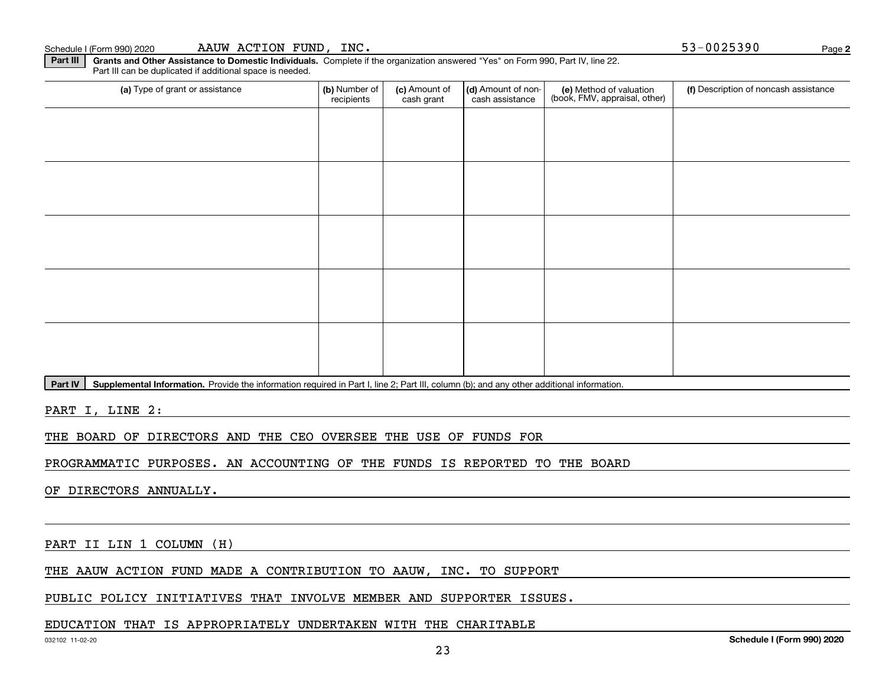Schedule I (Form 990) 2020 AAUW ACTION FUND, INC. 53-0025390 Page **2**

**Part III** **Grants and Other Assistance to Domestic Individuals.** Complete if the organization answered "Yes" on Form 990, Part IV, line 22. Part III can be duplicated if additional space is needed.

| (a) Type of grant or assistance | (b) Number of recipients | (c) Amount of cash grant | (d) Amount of non-cash assistance | (e) Method of valuation (book, FMV, appraisal, other) | (f) Description of noncash assistance |
|---|---|---|---|---|---|
| | | | | | |
| | | | | | |
| | | | | | |
| | | | | | |
| | | | | | |

**Part IV** **Supplemental Information.** Provide the information required in Part I, line 2; Part III, column (b); and any other additional information.

PART I, LINE 2:

THE BOARD OF DIRECTORS AND THE CEO OVERSEE THE USE OF FUNDS FOR PROGRAMMATIC PURPOSES. AN ACCOUNTING OF THE FUNDS IS REPORTED TO THE BOARD OF DIRECTORS ANNUALLY.

PART II LIN 1 COLUMN (H)

THE AAUW ACTION FUND MADE A CONTRIBUTION TO AAUW, INC. TO SUPPORT PUBLIC POLICY INITIATIVES THAT INVOLVE MEMBER AND SUPPORTER ISSUES. EDUCATION THAT IS APPROPRIATELY UNDERTAKEN WITH THE CHARITABLE

032102 11-02-20 **Schedule I (Form 990) 2020**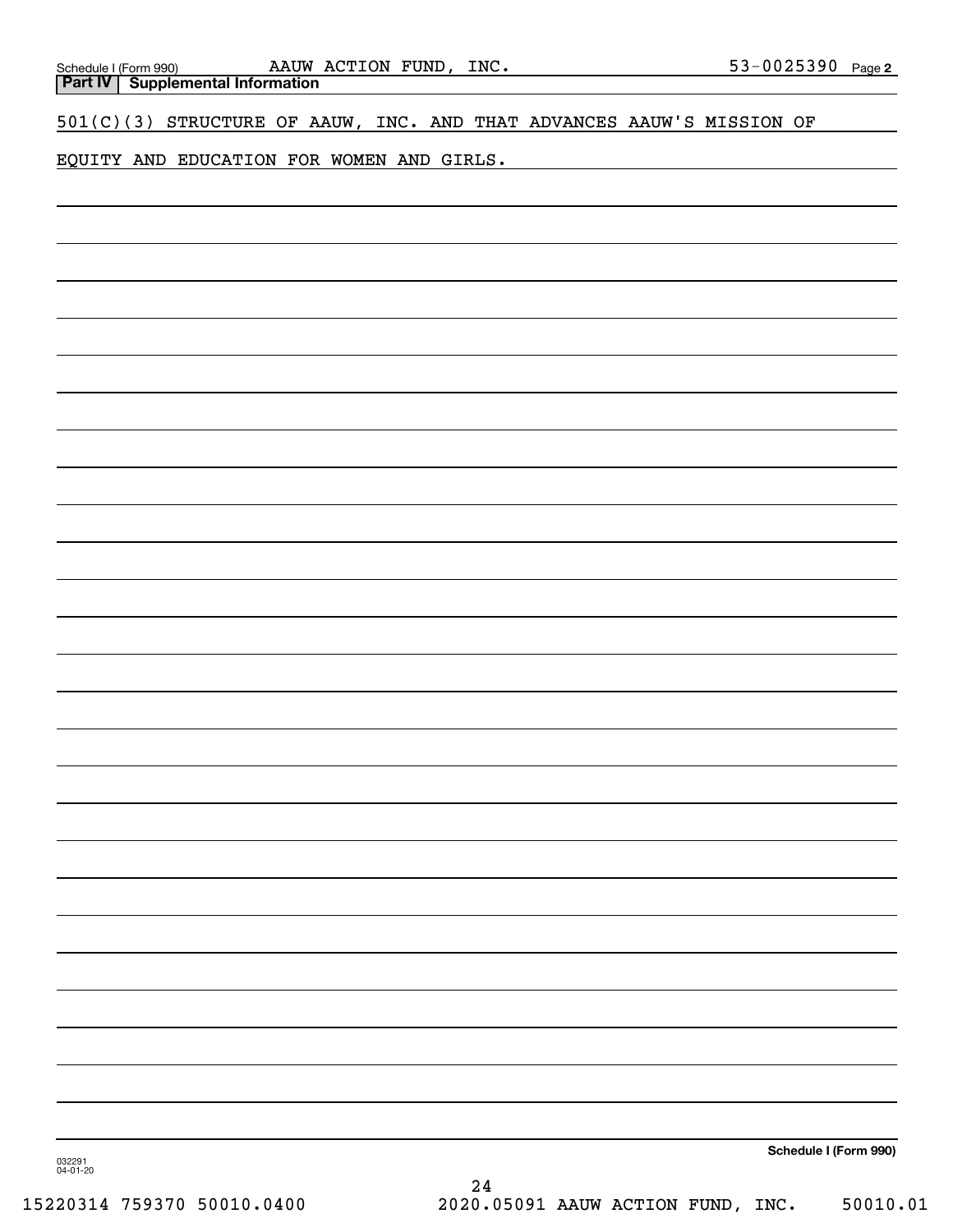Schedule I (Form 990) AAUW ACTION FUND, INC. 53-0025390 Page 2

**Part IV Supplemental Information**

501(C)(3) STRUCTURE OF AAUW, INC. AND THAT ADVANCES AAUW'S MISSION OF EQUITY AND EDUCATION FOR WOMEN AND GIRLS.

**Schedule I (Form 990)**

032291 04-01-20

15220314 759370 50010.0400 2020.05091 AAUW ACTION FUND, INC. 50010.01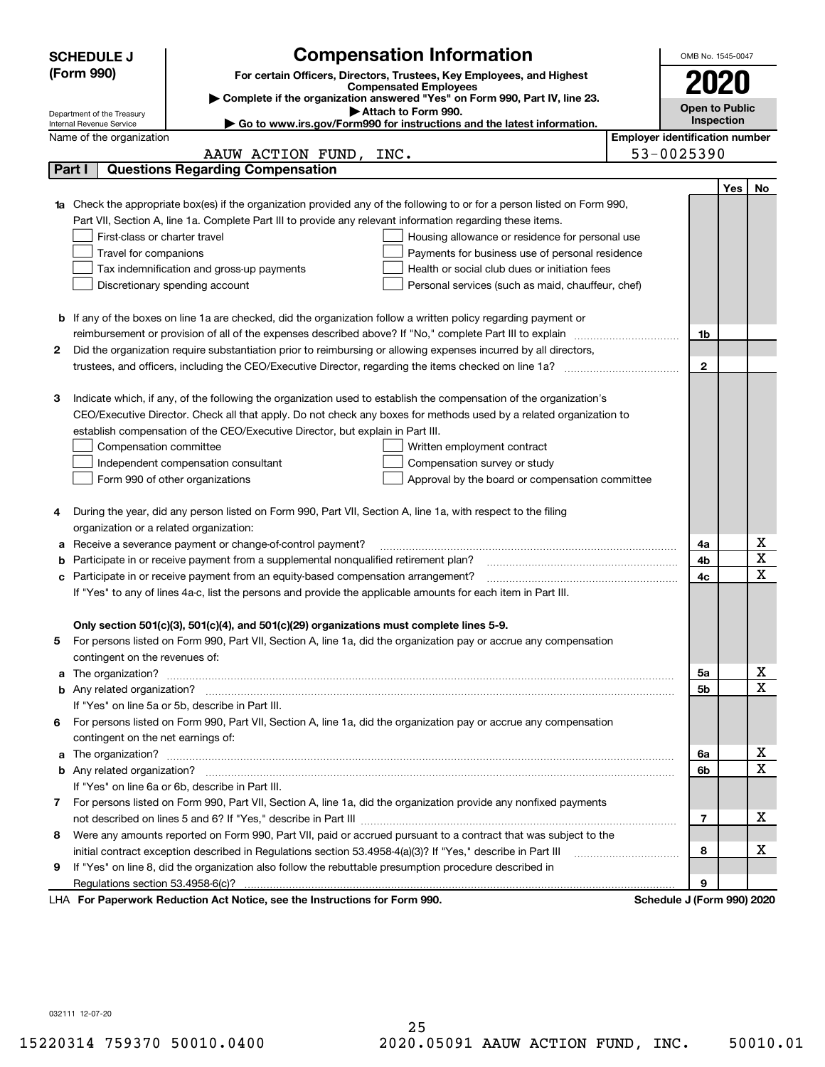**SCHEDULE J (Form 990)**

Department of the Treasury
Internal Revenue Service

# Compensation Information

**For certain Officers, Directors, Trustees, Key Employees, and Highest Compensated Employees**

▶ **Complete if the organization answered "Yes" on Form 990, Part IV, line 23.**
▶ **Attach to Form 990.**
▶ **Go to www.irs.gov/Form990 for instructions and the latest information.**

OMB No. 1545-0047

**2020**

**Open to Public Inspection**

Name of the organization: AAUW ACTION FUND, INC.

**Employer identification number:** 53-0025390

## Part I Questions Regarding Compensation

| | | | Yes | No |
|---|---|---|---|---|
| **1a** | Check the appropriate box(es) if the organization provided any of the following to or for a person listed on Form 990, Part VII, Section A, line 1a. Complete Part III to provide any relevant information regarding these items.<br>☐ First-class or charter travel ☐ Housing allowance or residence for personal use<br>☐ Travel for companions ☐ Payments for business use of personal residence<br>☐ Tax indemnification and gross-up payments ☐ Health or social club dues or initiation fees<br>☐ Discretionary spending account ☐ Personal services (such as maid, chauffeur, chef) | | | |
| **b** | If any of the boxes on line 1a are checked, did the organization follow a written policy regarding payment or reimbursement or provision of all of the expenses described above? If "No," complete Part III to explain | 1b | | |
| **2** | Did the organization require substantiation prior to reimbursing or allowing expenses incurred by all directors, trustees, and officers, including the CEO/Executive Director, regarding the items checked on line 1a? | 2 | | |
| **3** | Indicate which, if any, of the following the organization used to establish the compensation of the organization's CEO/Executive Director. Check all that apply. Do not check any boxes for methods used by a related organization to establish compensation of the CEO/Executive Director, but explain in Part III.<br>☐ Compensation committee ☐ Written employment contract<br>☐ Independent compensation consultant ☐ Compensation survey or study<br>☐ Form 990 of other organizations ☐ Approval by the board or compensation committee | | | |
| **4** | During the year, did any person listed on Form 990, Part VII, Section A, line 1a, with respect to the filing organization or a related organization: | | | |
| **a** | Receive a severance payment or change-of-control payment? | 4a | | X |
| **b** | Participate in or receive payment from a supplemental nonqualified retirement plan? | 4b | | X |
| **c** | Participate in or receive payment from an equity-based compensation arrangement? | 4c | | X |
| | If "Yes" to any of lines 4a-c, list the persons and provide the applicable amounts for each item in Part III. | | | |
| | **Only section 501(c)(3), 501(c)(4), and 501(c)(29) organizations must complete lines 5-9.** | | | |
| **5** | For persons listed on Form 990, Part VII, Section A, line 1a, did the organization pay or accrue any compensation contingent on the revenues of: | | | |
| **a** | The organization? | 5a | | X |
| **b** | Any related organization? | 5b | | X |
| | If "Yes" on line 5a or 5b, describe in Part III. | | | |
| **6** | For persons listed on Form 990, Part VII, Section A, line 1a, did the organization pay or accrue any compensation contingent on the net earnings of: | | | |
| **a** | The organization? | 6a | | X |
| **b** | Any related organization? | 6b | | X |
| | If "Yes" on line 6a or 6b, describe in Part III. | | | |
| **7** | For persons listed on Form 990, Part VII, Section A, line 1a, did the organization provide any nonfixed payments not described on lines 5 and 6? If "Yes," describe in Part III | 7 | | X |
| **8** | Were any amounts reported on Form 990, Part VII, paid or accrued pursuant to a contract that was subject to the initial contract exception described in Regulations section 53.4958-4(a)(3)? If "Yes," describe in Part III | 8 | | X |
| **9** | If "Yes" on line 8, did the organization also follow the rebuttable presumption procedure described in Regulations section 53.4958-6(c)? | 9 | | |

LHA **For Paperwork Reduction Act Notice, see the Instructions for Form 990.** **Schedule J (Form 990) 2020**

032111 12-07-20

15220314 759370 50010.0400 2020.05091 AAUW ACTION FUND, INC. 50010.01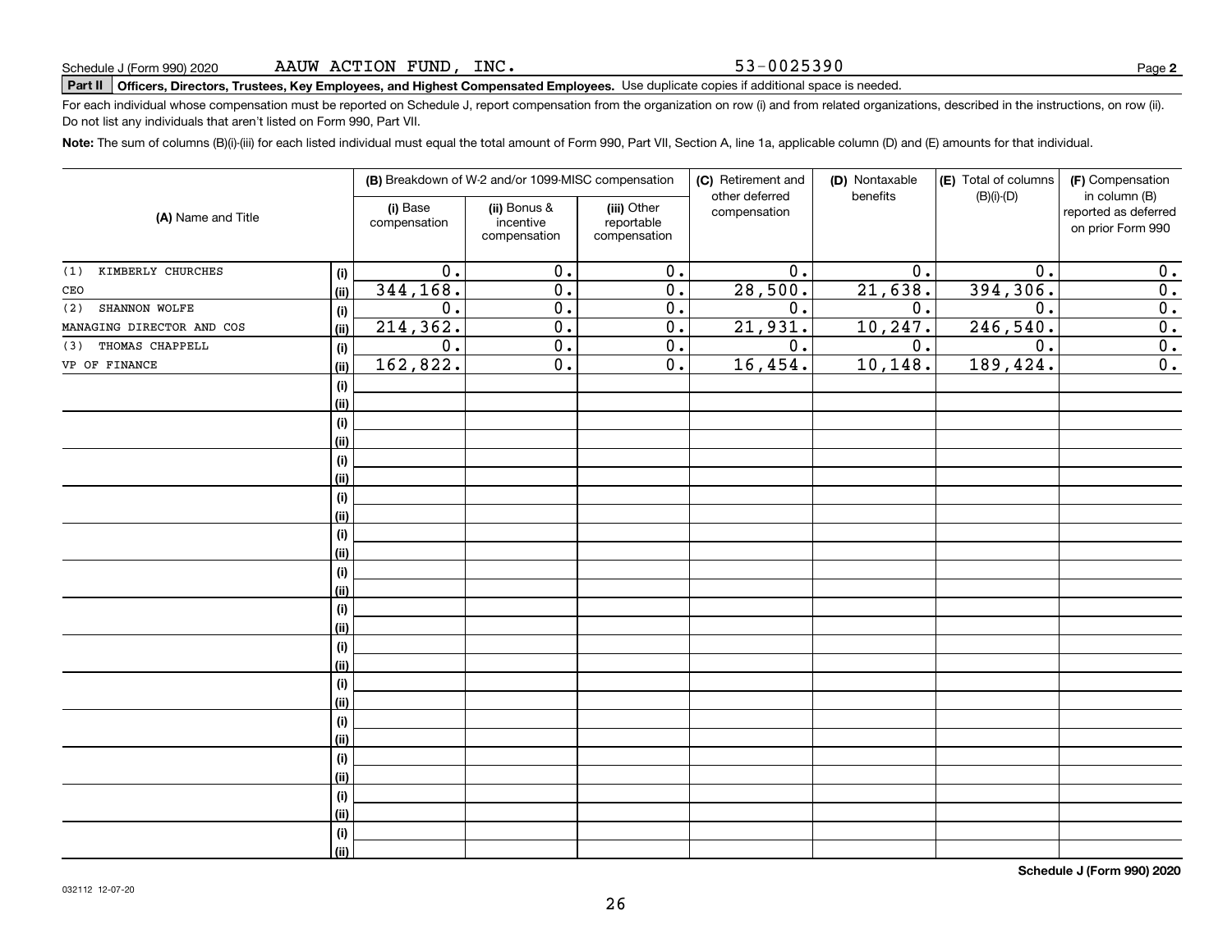Schedule J (Form 990) 2020 AAUW ACTION FUND, INC. 53-0025390

**Part II** **Officers, Directors, Trustees, Key Employees, and Highest Compensated Employees.** Use duplicate copies if additional space is needed.

For each individual whose compensation must be reported on Schedule J, report compensation from the organization on row (i) and from related organizations, described in the instructions, on row (ii). Do not list any individuals that aren't listed on Form 990, Part VII.

**Note:** The sum of columns (B)(i)-(iii) for each listed individual must equal the total amount of Form 990, Part VII, Section A, line 1a, applicable column (D) and (E) amounts for that individual.

| (A) Name and Title | | (B) Breakdown of W-2 and/or 1099-MISC compensation | | | (C) Retirement and other deferred compensation | (D) Nontaxable benefits | (E) Total of columns (B)(i)-(D) | (F) Compensation in column (B) reported as deferred on prior Form 990 |
|---|---|---|---|---|---|---|---|---|
| | | (i) Base compensation | (ii) Bonus & incentive compensation | (iii) Other reportable compensation | | | | |
| (1) KIMBERLY CHURCHES | (i) | 0. | 0. | 0. | 0. | 0. | 0. | 0. |
| CEO | (ii) | 344,168. | 0. | 0. | 28,500. | 21,638. | 394,306. | 0. |
| (2) SHANNON WOLFE | (i) | 0. | 0. | 0. | 0. | 0. | 0. | 0. |
| MANAGING DIRECTOR AND COS | (ii) | 214,362. | 0. | 0. | 21,931. | 10,247. | 246,540. | 0. |
| (3) THOMAS CHAPPELL | (i) | 0. | 0. | 0. | 0. | 0. | 0. | 0. |
| VP OF FINANCE | (ii) | 162,822. | 0. | 0. | 16,454. | 10,148. | 189,424. | 0. |

**Schedule J (Form 990) 2020**

032112 12-07-20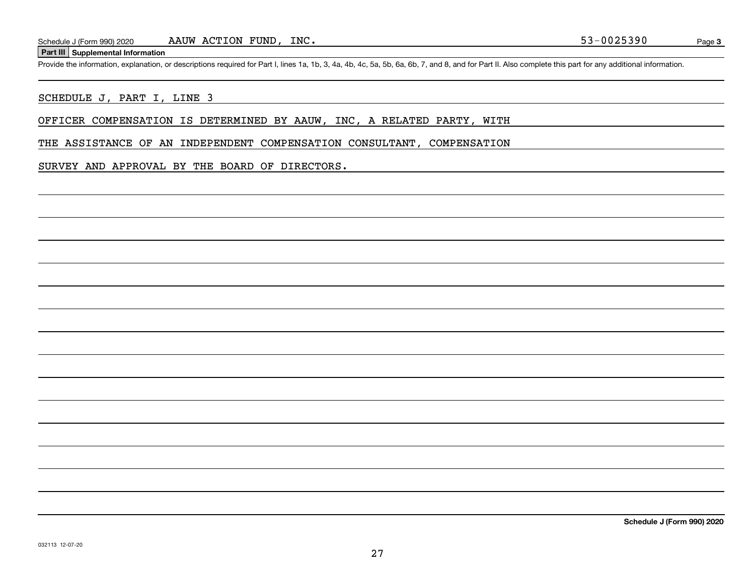## Part III Supplemental Information

Provide the information, explanation, or descriptions required for Part I, lines 1a, 1b, 3, 4a, 4b, 4c, 5a, 5b, 6a, 6b, 7, and 8, and for Part II. Also complete this part for any additional information.

SCHEDULE J, PART I, LINE 3

OFFICER COMPENSATION IS DETERMINED BY AAUW, INC, A RELATED PARTY, WITH THE ASSISTANCE OF AN INDEPENDENT COMPENSATION CONSULTANT, COMPENSATION SURVEY AND APPROVAL BY THE BOARD OF DIRECTORS.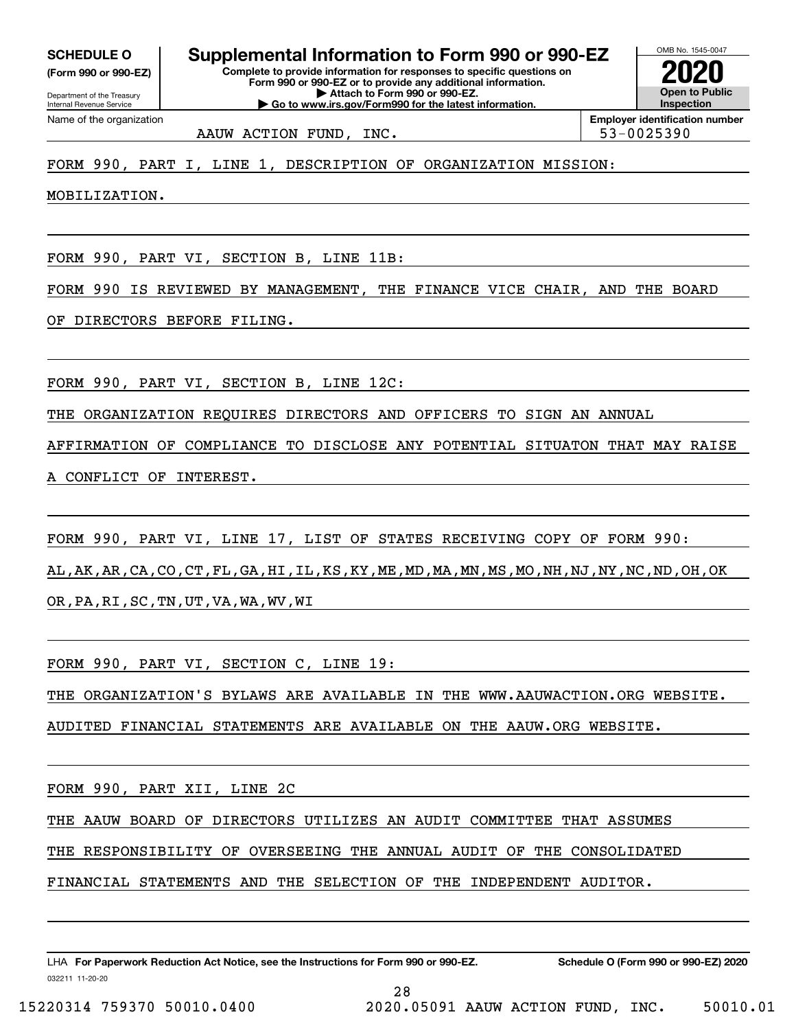**SCHEDULE O**
**(Form 990 or 990-EZ)**

Department of the Treasury
Internal Revenue Service

# Supplemental Information to Form 990 or 990-EZ

**Complete to provide information for responses to specific questions on Form 990 or 990-EZ or to provide any additional information.**
**▶ Attach to Form 990 or 990-EZ.**
**▶ Go to www.irs.gov/Form990 for the latest information.**

OMB No. 1545-0047
**2020**
**Open to Public Inspection**

Name of the organization: AAUW ACTION FUND, INC.
**Employer identification number:** 53-0025390

FORM 990, PART I, LINE 1, DESCRIPTION OF ORGANIZATION MISSION:

MOBILIZATION.

FORM 990, PART VI, SECTION B, LINE 11B:

FORM 990 IS REVIEWED BY MANAGEMENT, THE FINANCE VICE CHAIR, AND THE BOARD OF DIRECTORS BEFORE FILING.

FORM 990, PART VI, SECTION B, LINE 12C:

THE ORGANIZATION REQUIRES DIRECTORS AND OFFICERS TO SIGN AN ANNUAL AFFIRMATION OF COMPLIANCE TO DISCLOSE ANY POTENTIAL SITUATON THAT MAY RAISE A CONFLICT OF INTEREST.

FORM 990, PART VI, LINE 17, LIST OF STATES RECEIVING COPY OF FORM 990:

AL,AK,AR,CA,CO,CT,FL,GA,HI,IL,KS,KY,ME,MD,MA,MN,MS,MO,NH,NJ,NY,NC,ND,OH,OK OR,PA,RI,SC,TN,UT,VA,WA,WV,WI

FORM 990, PART VI, SECTION C, LINE 19:

THE ORGANIZATION'S BYLAWS ARE AVAILABLE IN THE WWW.AAUWACTION.ORG WEBSITE. AUDITED FINANCIAL STATEMENTS ARE AVAILABLE ON THE AAUW.ORG WEBSITE.

FORM 990, PART XII, LINE 2C

THE AAUW BOARD OF DIRECTORS UTILIZES AN AUDIT COMMITTEE THAT ASSUMES THE RESPONSIBILITY OF OVERSEEING THE ANNUAL AUDIT OF THE CONSOLIDATED FINANCIAL STATEMENTS AND THE SELECTION OF THE INDEPENDENT AUDITOR.

LHA **For Paperwork Reduction Act Notice, see the Instructions for Form 990 or 990-EZ.** **Schedule O (Form 990 or 990-EZ) 2020**
032211 11-20-20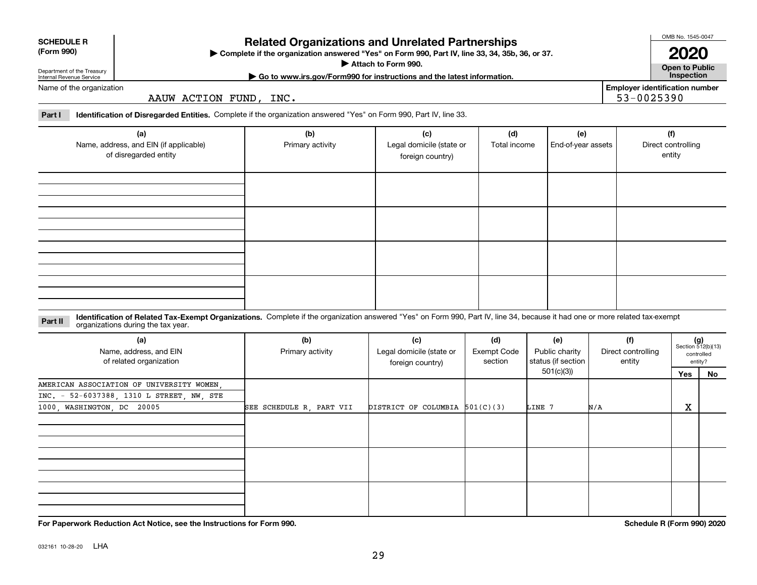**SCHEDULE R (Form 990)**

Department of the Treasury
Internal Revenue Service

# Related Organizations and Unrelated Partnerships

▶ Complete if the organization answered "Yes" on Form 990, Part IV, line 33, 34, 35b, 36, or 37.
▶ Attach to Form 990.
▶ Go to www.irs.gov/Form990 for instructions and the latest information.

OMB No. 1545-0047

**2020**

**Open to Public Inspection**

Name of the organization: AAUW ACTION FUND, INC.

Employer identification number: 53-0025390

**Part I** **Identification of Disregarded Entities.** Complete if the organization answered "Yes" on Form 990, Part IV, line 33.

| (a) Name, address, and EIN (if applicable) of disregarded entity | (b) Primary activity | (c) Legal domicile (state or foreign country) | (d) Total income | (e) End-of-year assets | (f) Direct controlling entity |
|---|---|---|---|---|---|
| | | | | | |
| | | | | | |
| | | | | | |
| | | | | | |

**Part II** **Identification of Related Tax-Exempt Organizations.** Complete if the organization answered "Yes" on Form 990, Part IV, line 34, because it had one or more related tax-exempt organizations during the tax year.

| (a) Name, address, and EIN of related organization | (b) Primary activity | (c) Legal domicile (state or foreign country) | (d) Exempt Code section | (e) Public charity status (if section 501(c)(3)) | (f) Direct controlling entity | (g) Section 512(b)(13) controlled entity? Yes | No |
|---|---|---|---|---|---|---|---|
| AMERICAN ASSOCIATION OF UNIVERSITY WOMEN, INC. - 52-6037388, 1310 L STREET, NW, STE 1000, WASHINGTON, DC 20005 | SEE SCHEDULE R, PART VII | DISTRICT OF COLUMBIA | 501(C)(3) | LINE 7 | N/A | X | |
| | | | | | | | |
| | | | | | | | |
| | | | | | | | |

**For Paperwork Reduction Act Notice, see the Instructions for Form 990.**

**Schedule R (Form 990) 2020**

032161 10-28-20 LHA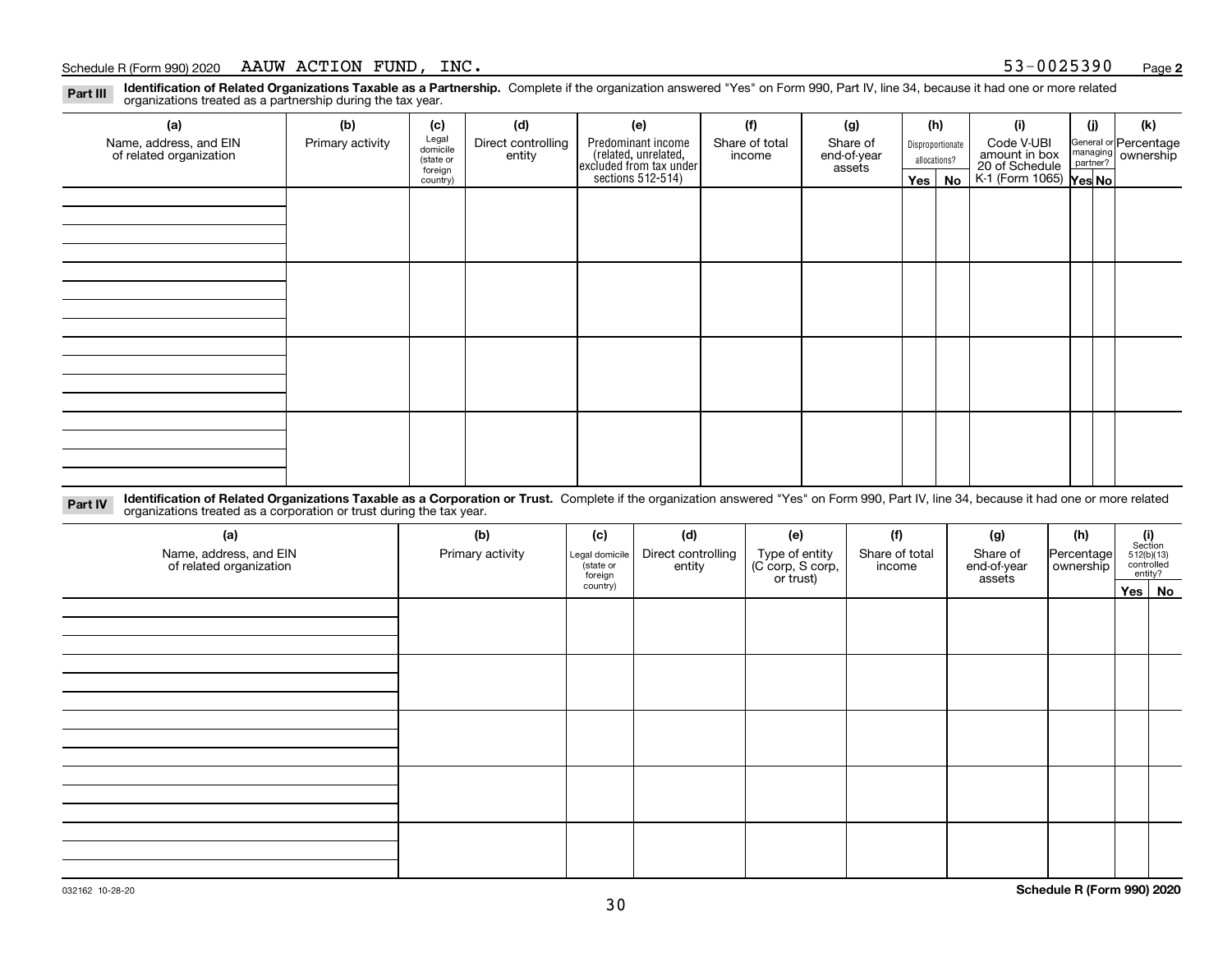Schedule R (Form 990) 2020 AAUW ACTION FUND, INC. 53-0025390

**Part III** **Identification of Related Organizations Taxable as a Partnership.** Complete if the organization answered "Yes" on Form 990, Part IV, line 34, because it had one or more related organizations treated as a partnership during the tax year.

| (a) Name, address, and EIN of related organization | (b) Primary activity | (c) Legal domicile (state or foreign country) | (d) Direct controlling entity | (e) Predominant income (related, unrelated, excluded from tax under sections 512-514) | (f) Share of total income | (g) Share of end-of-year assets | (h) Disproportionate allocations? Yes | (h) No | (i) Code V-UBI amount in box 20 of Schedule K-1 (Form 1065) | (j) General or managing partner? Yes | (j) No | (k) Percentage ownership |
|---|---|---|---|---|---|---|---|---|---|---|---|---|
| | | | | | | | | | | | | |
| | | | | | | | | | | | | |
| | | | | | | | | | | | | |
| | | | | | | | | | | | | |

**Part IV** **Identification of Related Organizations Taxable as a Corporation or Trust.** Complete if the organization answered "Yes" on Form 990, Part IV, line 34, because it had one or more related organizations treated as a corporation or trust during the tax year.

| (a) Name, address, and EIN of related organization | (b) Primary activity | (c) Legal domicile (state or foreign country) | (d) Direct controlling entity | (e) Type of entity (C corp, S corp, or trust) | (f) Share of total income | (g) Share of end-of-year assets | (h) Percentage ownership | (i) Section 512(b)(13) controlled entity? Yes | (i) No |
|---|---|---|---|---|---|---|---|---|---|
| | | | | | | | | | |
| | | | | | | | | | |
| | | | | | | | | | |
| | | | | | | | | | |
| | | | | | | | | | |

032162 10-28-20 **Schedule R (Form 990) 2020**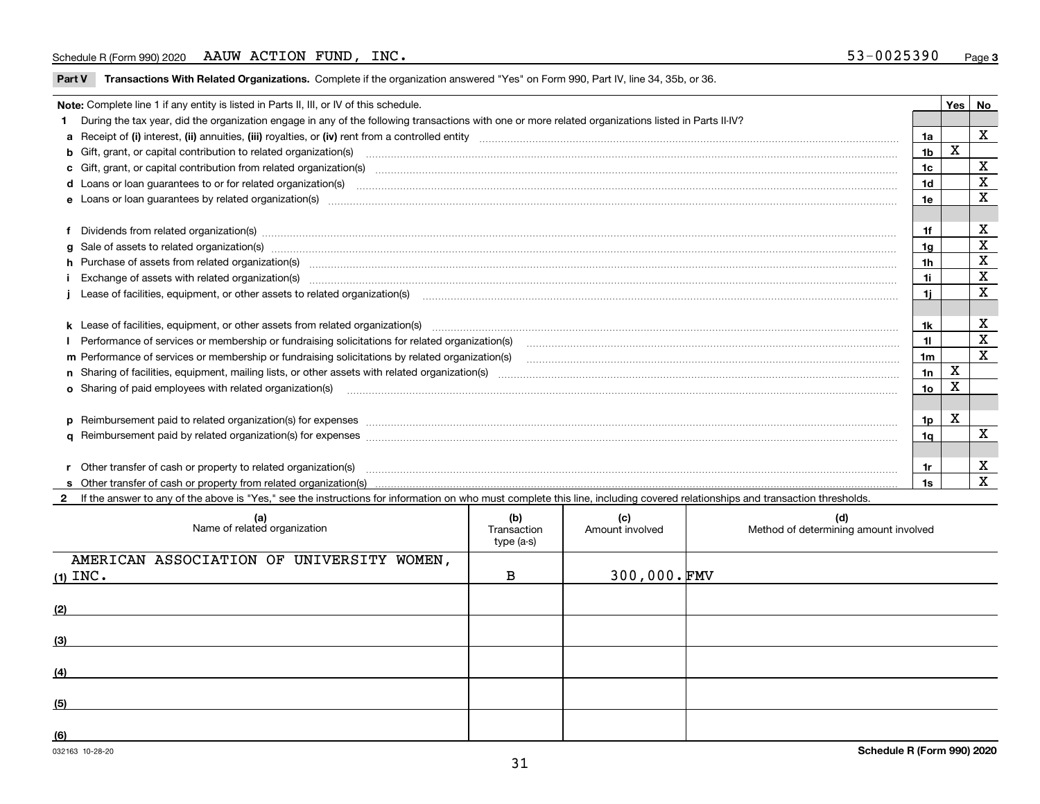Schedule R (Form 990) 2020 AAUW ACTION FUND, INC. 53-0025390 Page 3

**Part V Transactions With Related Organizations.** Complete if the organization answered "Yes" on Form 990, Part IV, line 34, 35b, or 36.

| Note: Complete line 1 if any entity is listed in Parts II, III, or IV of this schedule. | | Yes | No |
|---|---|---|---|
| **1** During the tax year, did the organization engage in any of the following transactions with one or more related organizations listed in Parts II-IV? | | | |
| **a** Receipt of **(i)** interest, **(ii)** annuities, **(iii)** royalties, or **(iv)** rent from a controlled entity | 1a | | X |
| **b** Gift, grant, or capital contribution to related organization(s) | 1b | X | |
| **c** Gift, grant, or capital contribution from related organization(s) | 1c | | X |
| **d** Loans or loan guarantees to or for related organization(s) | 1d | | X |
| **e** Loans or loan guarantees by related organization(s) | 1e | | X |
| **f** Dividends from related organization(s) | 1f | | X |
| **g** Sale of assets to related organization(s) | 1g | | X |
| **h** Purchase of assets from related organization(s) | 1h | | X |
| **i** Exchange of assets with related organization(s) | 1i | | X |
| **j** Lease of facilities, equipment, or other assets to related organization(s) | 1j | | X |
| **k** Lease of facilities, equipment, or other assets from related organization(s) | 1k | | X |
| **l** Performance of services or membership or fundraising solicitations for related organization(s) | 1l | | X |
| **m** Performance of services or membership or fundraising solicitations by related organization(s) | 1m | | X |
| **n** Sharing of facilities, equipment, mailing lists, or other assets with related organization(s) | 1n | X | |
| **o** Sharing of paid employees with related organization(s) | 1o | X | |
| **p** Reimbursement paid to related organization(s) for expenses | 1p | X | |
| **q** Reimbursement paid by related organization(s) for expenses | 1q | | X |
| **r** Other transfer of cash or property to related organization(s) | 1r | | X |
| **s** Other transfer of cash or property from related organization(s) | 1s | | X |

**2** If the answer to any of the above is "Yes," see the instructions for information on who must complete this line, including covered relationships and transaction thresholds.

| | (a) Name of related organization | (b) Transaction type (a-s) | (c) Amount involved | (d) Method of determining amount involved |
|---|---|---|---|---|
| (1) | AMERICAN ASSOCIATION OF UNIVERSITY WOMEN, INC. | B | 300,000. | FMV |
| (2) | | | | |
| (3) | | | | |
| (4) | | | | |
| (5) | | | | |
| (6) | | | | |

032163 10-28-20 **Schedule R (Form 990) 2020**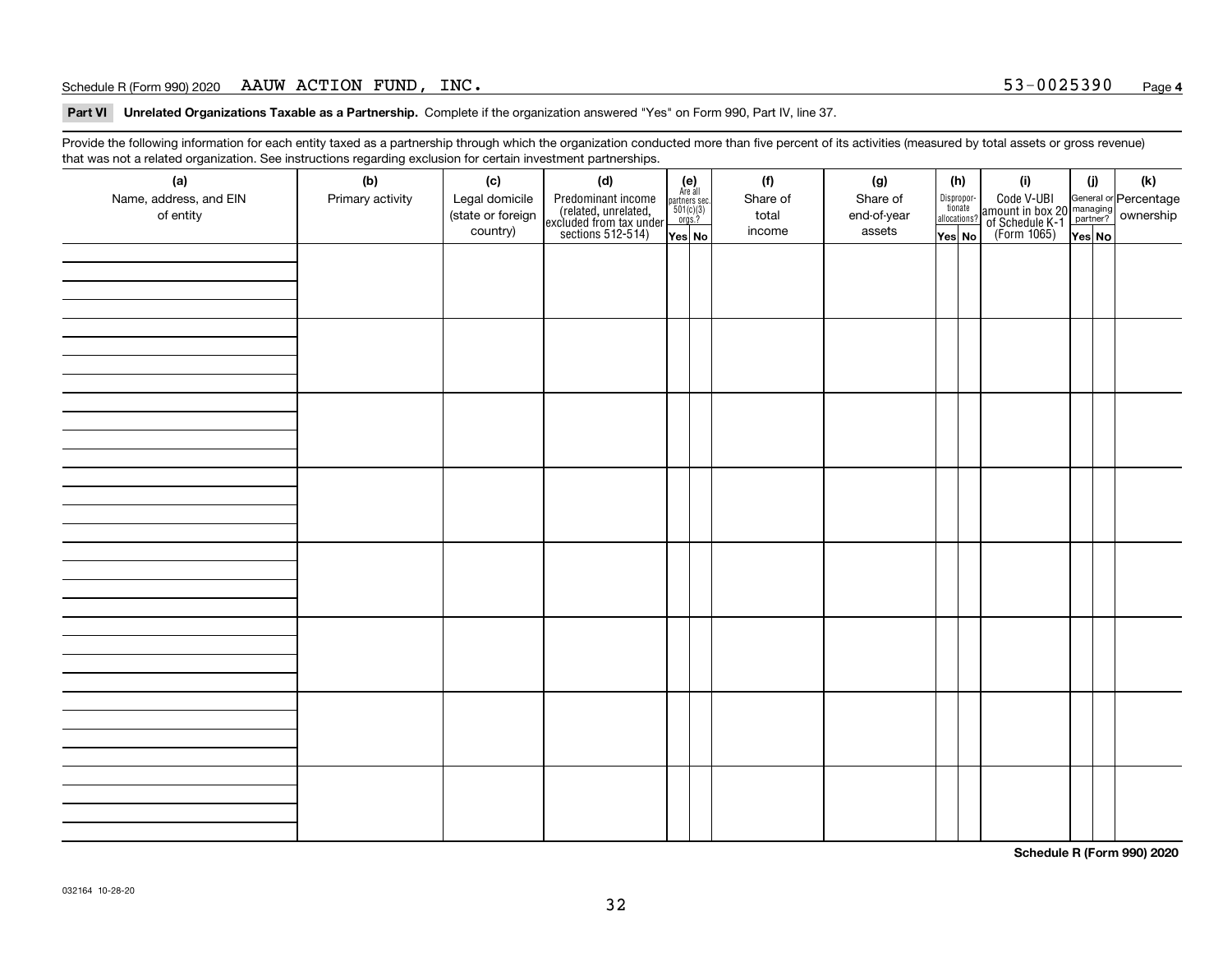Schedule R (Form 990) 2020 AAUW ACTION FUND, INC. 53-0025390 Page **4**

**Part VI Unrelated Organizations Taxable as a Partnership.** Complete if the organization answered "Yes" on Form 990, Part IV, line 37.

Provide the following information for each entity taxed as a partnership through which the organization conducted more than five percent of its activities (measured by total assets or gross revenue) that was not a related organization. See instructions regarding exclusion for certain investment partnerships.

| (a) Name, address, and EIN of entity | (b) Primary activity | (c) Legal domicile (state or foreign country) | (d) Predominant income (related, unrelated, excluded from tax under sections 512-514) | (e) Are all partners sec. 501(c)(3) orgs.? | | (f) Share of total income | (g) Share of end-of-year assets | (h) Disproportionate allocations? | | (i) Code V-UBI amount in box 20 of Schedule K-1 (Form 1065) | (j) General or managing partner? | | (k) Percentage ownership |
|---|---|---|---|---|---|---|---|---|---|---|---|---|---|
| | | | | Yes | No | | | Yes | No | | Yes | No | |
| | | | | | | | | | | | | | |
| | | | | | | | | | | | | | |
| | | | | | | | | | | | | | |
| | | | | | | | | | | | | | |
| | | | | | | | | | | | | | |
| | | | | | | | | | | | | | |
| | | | | | | | | | | | | | |
| | | | | | | | | | | | | | |

**Schedule R (Form 990) 2020**

032164 10-28-20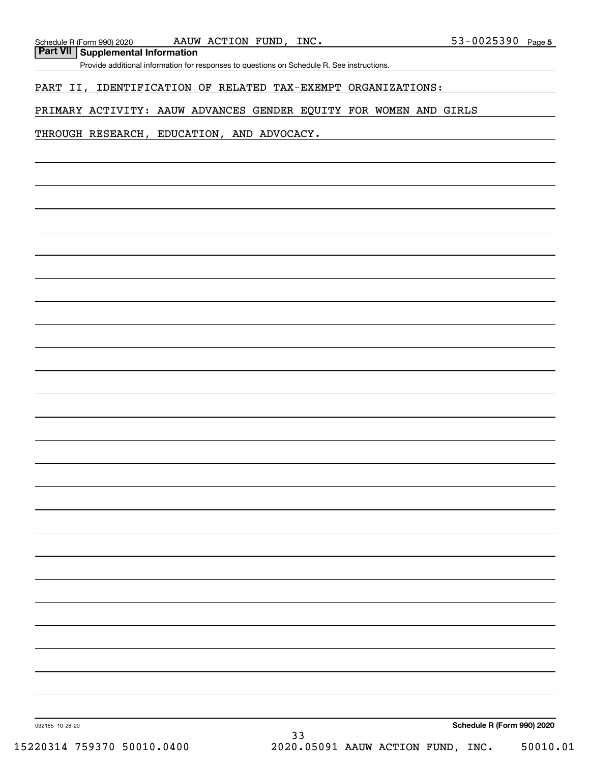## Part VII Supplemental Information

Provide additional information for responses to questions on Schedule R. See instructions.

PART II, IDENTIFICATION OF RELATED TAX-EXEMPT ORGANIZATIONS:

PRIMARY ACTIVITY: AAUW ADVANCES GENDER EQUITY FOR WOMEN AND GIRLS THROUGH RESEARCH, EDUCATION, AND ADVOCACY.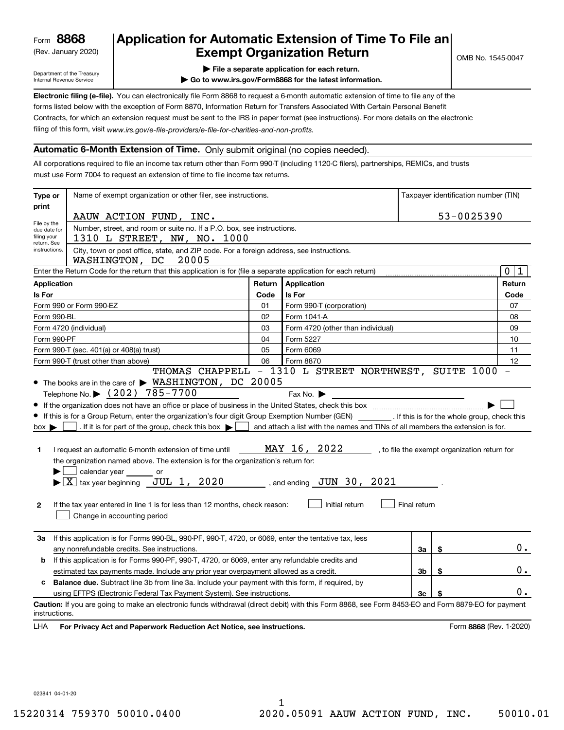Form **8868**
(Rev. January 2020)

Department of the Treasury
Internal Revenue Service

# Application for Automatic Extension of Time To File an Exempt Organization Return

OMB No. 1545-0047

▶ File a separate application for each return.

▶ Go to www.irs.gov/Form8868 for the latest information.

**Electronic filing (e-file).** You can electronically file Form 8868 to request a 6-month automatic extension of time to file any of the forms listed below with the exception of Form 8870, Information Return for Transfers Associated With Certain Personal Benefit Contracts, for which an extension request must be sent to the IRS in paper format (see instructions). For more details on the electronic filing of this form, visit *www.irs.gov/e-file-providers/e-file-for-charities-and-non-profits.*

## Automatic 6-Month Extension of Time. Only submit original (no copies needed).

All corporations required to file an income tax return other than Form 990-T (including 1120-C filers), partnerships, REMICs, and trusts must use Form 7004 to request an extension of time to file income tax returns.

| | | |
|---|---|---|
| **Type or print** | Name of exempt organization or other filer, see instructions. AAUW ACTION FUND, INC. | Taxpayer identification number (TIN) 53-0025390 |
| File by the due date for filing your return. See instructions. | Number, street, and room or suite no. If a P.O. box, see instructions. 1310 L STREET, NW, NO. 1000 | |
| | City, town or post office, state, and ZIP code. For a foreign address, see instructions. WASHINGTON, DC 20005 | |

Enter the Return Code for the return that this application is for (file a separate application for each return) ..... 01

| Application Is For | Return Code | Application Is For | Return Code |
|---|---|---|---|
| Form 990 or Form 990-EZ | 01 | Form 990-T (corporation) | 07 |
| Form 990-BL | 02 | Form 1041-A | 08 |
| Form 4720 (individual) | 03 | Form 4720 (other than individual) | 09 |
| Form 990-PF | 04 | Form 5227 | 10 |
| Form 990-T (sec. 401(a) or 408(a) trust) | 05 | Form 6069 | 11 |
| Form 990-T (trust other than above) | 06 | Form 8870 | 12 |

- The books are in the care of ▶ THOMAS CHAPPELL - 1310 L STREET NORTHWEST, SUITE 1000 - WASHINGTON, DC 20005
  Telephone No. ▶ (202) 785-7700 Fax No. ▶
- If the organization does not have an office or place of business in the United States, check this box ..... ▶ ☐
- If this is for a Group Return, enter the organization's four digit Group Exemption Number (GEN) ______ . If this is for the whole group, check this box ▶ ☐ . If it is for part of the group, check this box ▶ ☐ and attach a list with the names and TINs of all members the extension is for.

**1** I request an automatic 6-month extension of time until MAY 16, 2022 , to file the exempt organization return for the organization named above. The extension is for the organization's return for:

▶ ☐ calendar year ______ or

▶ ☒ tax year beginning JUL 1, 2020 , and ending JUN 30, 2021 .

**2** If the tax year entered in line 1 is for less than 12 months, check reason: ☐ Initial return ☐ Final return ☐ Change in accounting period

| | | | | |
|---|---|---|---|---|
| **3a** | If this application is for Forms 990-BL, 990-PF, 990-T, 4720, or 6069, enter the tentative tax, less any nonrefundable credits. See instructions. | 3a | $ | 0. |
| **b** | If this application is for Forms 990-PF, 990-T, 4720, or 6069, enter any refundable credits and estimated tax payments made. Include any prior year overpayment allowed as a credit. | 3b | $ | 0. |
| **c** | **Balance due.** Subtract line 3b from line 3a. Include your payment with this form, if required, by using EFTPS (Electronic Federal Tax Payment System). See instructions. | 3c | $ | 0. |

**Caution:** If you are going to make an electronic funds withdrawal (direct debit) with this Form 8868, see Form 8453-EO and Form 8879-EO for payment instructions.

LHA **For Privacy Act and Paperwork Reduction Act Notice, see instructions.** Form **8868** (Rev. 1-2020)

023841 04-01-20

15220314 759370 50010.0400 2020.05091 AAUW ACTION FUND, INC. 50010.01